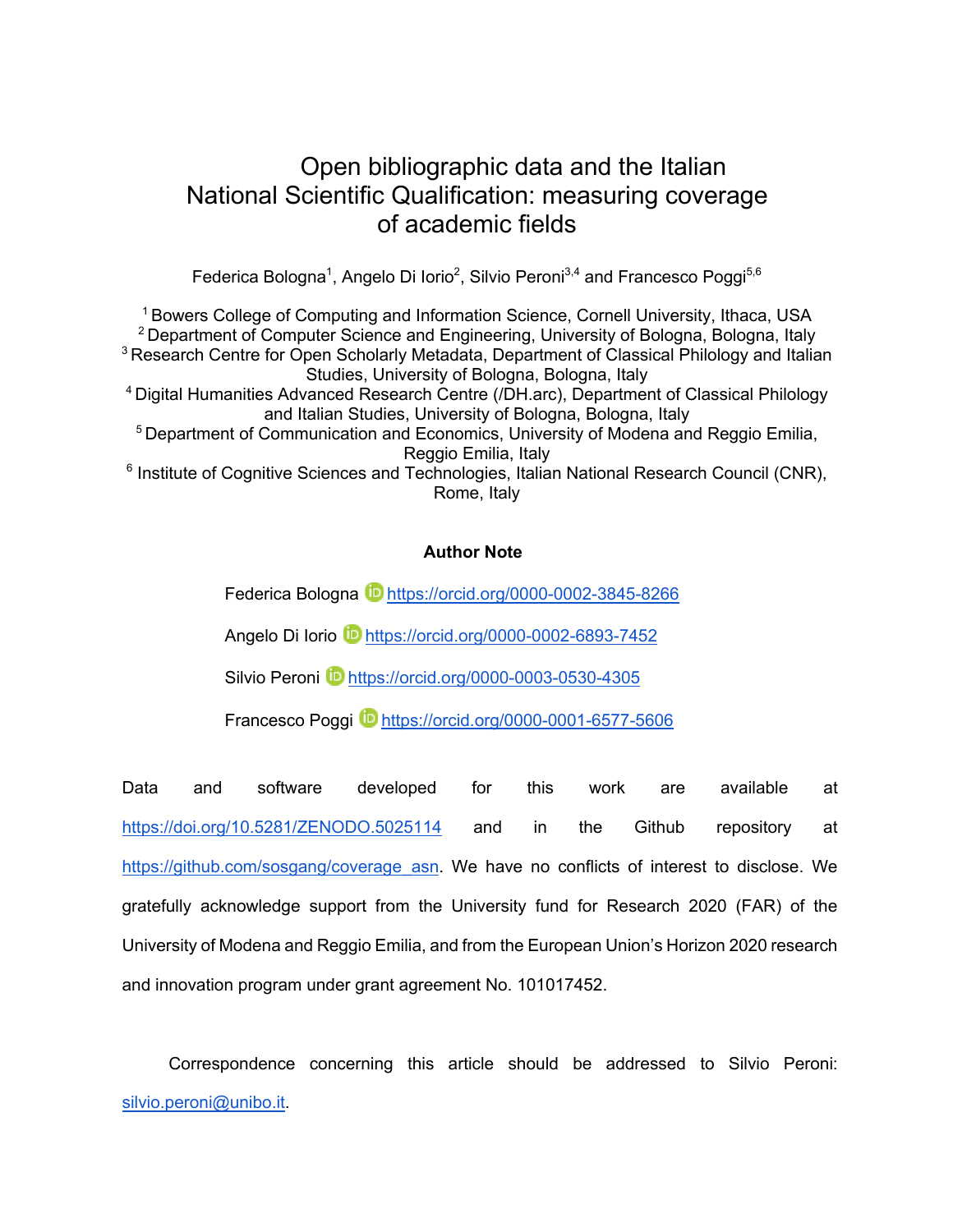# Open bibliographic data and the Italian National Scientific Qualification: measuring coverage of academic fields

Federica Bologna[1], Angelo Di Iorio[2], Silvio Peroni[3,4] and Francesco Poggi[5,6]

[1] Bowers College of Computing and Information Science, Cornell University, Ithaca, USA
[2] Department of Computer Science and Engineering, University of Bologna, Bologna, Italy
[3] Research Centre for Open Scholarly Metadata, Department of Classical Philology and Italian Studies, University of Bologna, Bologna, Italy
[4] Digital Humanities Advanced Research Centre (/DH.arc), Department of Classical Philology and Italian Studies, University of Bologna, Bologna, Italy
[5] Department of Communication and Economics, University of Modena and Reggio Emilia, Reggio Emilia, Italy
[6] Institute of Cognitive Sciences and Technologies, Italian National Research Council (CNR), Rome, Italy

**Author Note**

Federica Bologna https://orcid.org/0000-0002-3845-8266

Angelo Di Iorio https://orcid.org/0000-0002-6893-7452

Silvio Peroni https://orcid.org/0000-0003-0530-4305

Francesco Poggi https://orcid.org/0000-0001-6577-5606

Data and software developed for this work are available at https://doi.org/10.5281/ZENODO.5025114 and in the Github repository at https://github.com/sosgang/coverage_asn. We have no conflicts of interest to disclose. We gratefully acknowledge support from the University fund for Research 2020 (FAR) of the University of Modena and Reggio Emilia, and from the European Union's Horizon 2020 research and innovation program under grant agreement No. 101017452.

Correspondence concerning this article should be addressed to Silvio Peroni: silvio.peroni@unibo.it.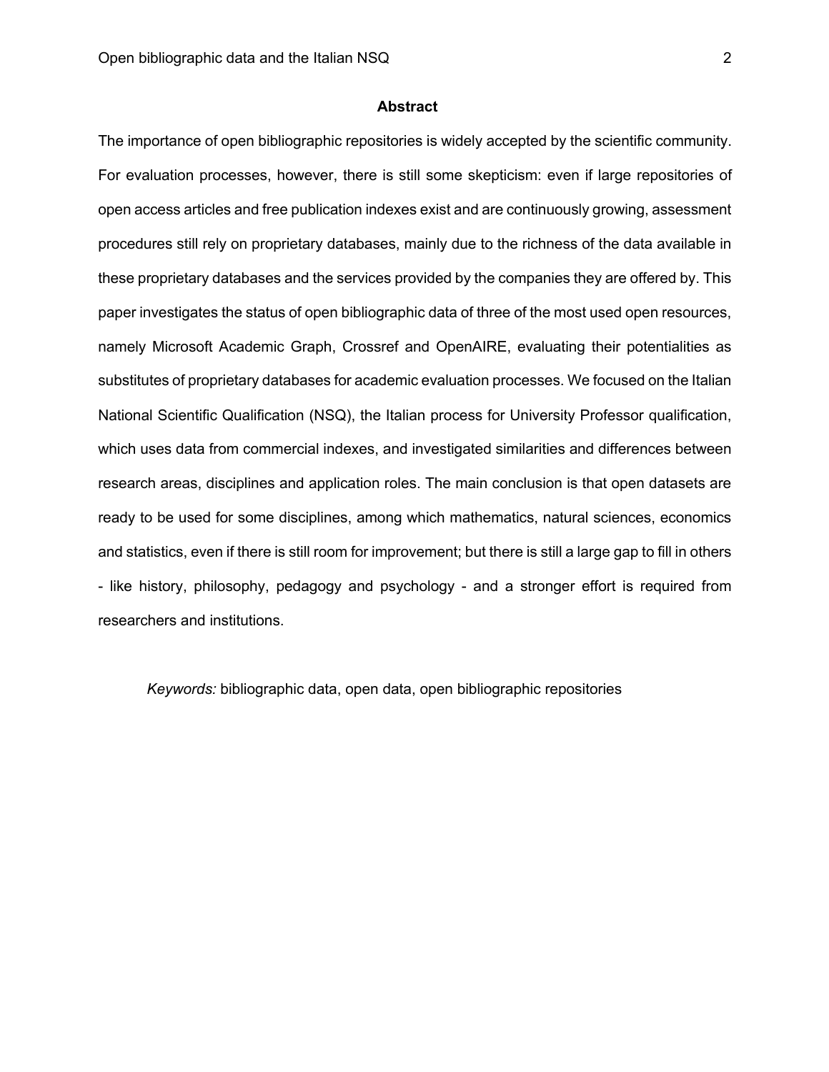## Abstract

The importance of open bibliographic repositories is widely accepted by the scientific community. For evaluation processes, however, there is still some skepticism: even if large repositories of open access articles and free publication indexes exist and are continuously growing, assessment procedures still rely on proprietary databases, mainly due to the richness of the data available in these proprietary databases and the services provided by the companies they are offered by. This paper investigates the status of open bibliographic data of three of the most used open resources, namely Microsoft Academic Graph, Crossref and OpenAIRE, evaluating their potentialities as substitutes of proprietary databases for academic evaluation processes. We focused on the Italian National Scientific Qualification (NSQ), the Italian process for University Professor qualification, which uses data from commercial indexes, and investigated similarities and differences between research areas, disciplines and application roles. The main conclusion is that open datasets are ready to be used for some disciplines, among which mathematics, natural sciences, economics and statistics, even if there is still room for improvement; but there is still a large gap to fill in others - like history, philosophy, pedagogy and psychology - and a stronger effort is required from researchers and institutions.

*Keywords:* bibliographic data, open data, open bibliographic repositories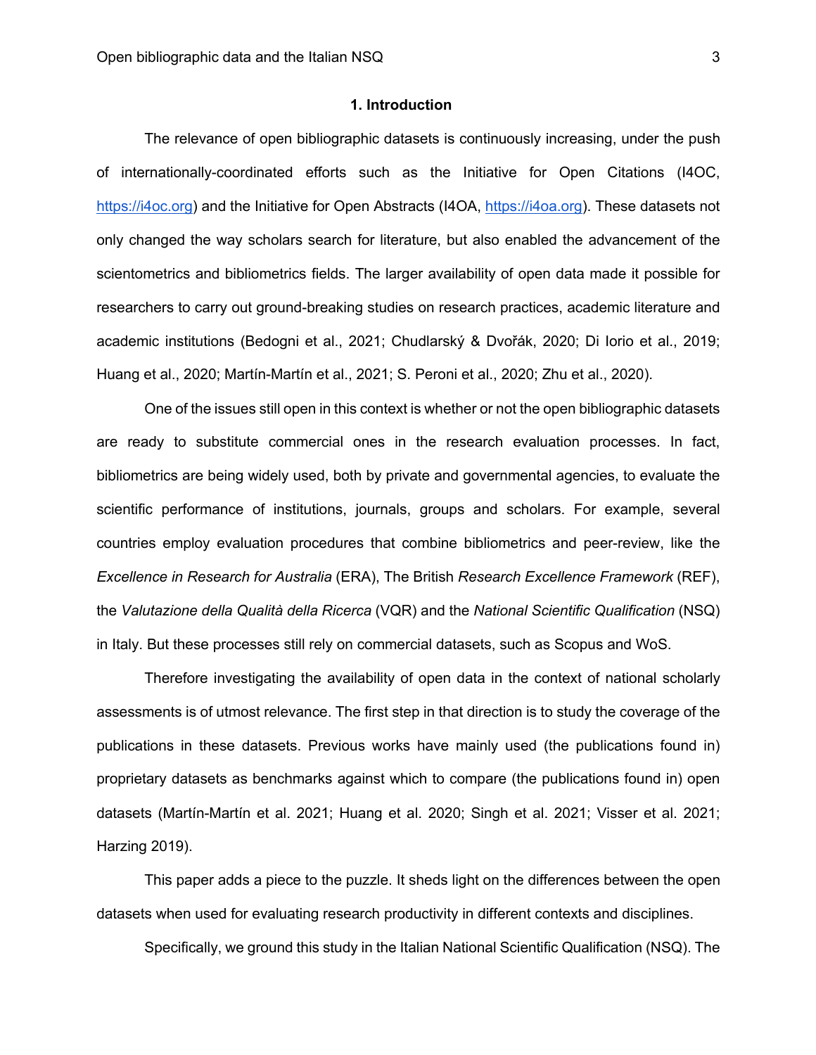## 1. Introduction

The relevance of open bibliographic datasets is continuously increasing, under the push of internationally-coordinated efforts such as the Initiative for Open Citations (I4OC, https://i4oc.org) and the Initiative for Open Abstracts (I4OA, https://i4oa.org). These datasets not only changed the way scholars search for literature, but also enabled the advancement of the scientometrics and bibliometrics fields. The larger availability of open data made it possible for researchers to carry out ground-breaking studies on research practices, academic literature and academic institutions (Bedogni et al., 2021; Chudlarský & Dvořák, 2020; Di Iorio et al., 2019; Huang et al., 2020; Martín-Martín et al., 2021; S. Peroni et al., 2020; Zhu et al., 2020).

One of the issues still open in this context is whether or not the open bibliographic datasets are ready to substitute commercial ones in the research evaluation processes. In fact, bibliometrics are being widely used, both by private and governmental agencies, to evaluate the scientific performance of institutions, journals, groups and scholars. For example, several countries employ evaluation procedures that combine bibliometrics and peer-review, like the *Excellence in Research for Australia* (ERA), The British *Research Excellence Framework* (REF), the *Valutazione della Qualità della Ricerca* (VQR) and the *National Scientific Qualification* (NSQ) in Italy. But these processes still rely on commercial datasets, such as Scopus and WoS.

Therefore investigating the availability of open data in the context of national scholarly assessments is of utmost relevance. The first step in that direction is to study the coverage of the publications in these datasets. Previous works have mainly used (the publications found in) proprietary datasets as benchmarks against which to compare (the publications found in) open datasets (Martín-Martín et al. 2021; Huang et al. 2020; Singh et al. 2021; Visser et al. 2021; Harzing 2019).

This paper adds a piece to the puzzle. It sheds light on the differences between the open datasets when used for evaluating research productivity in different contexts and disciplines.

Specifically, we ground this study in the Italian National Scientific Qualification (NSQ). The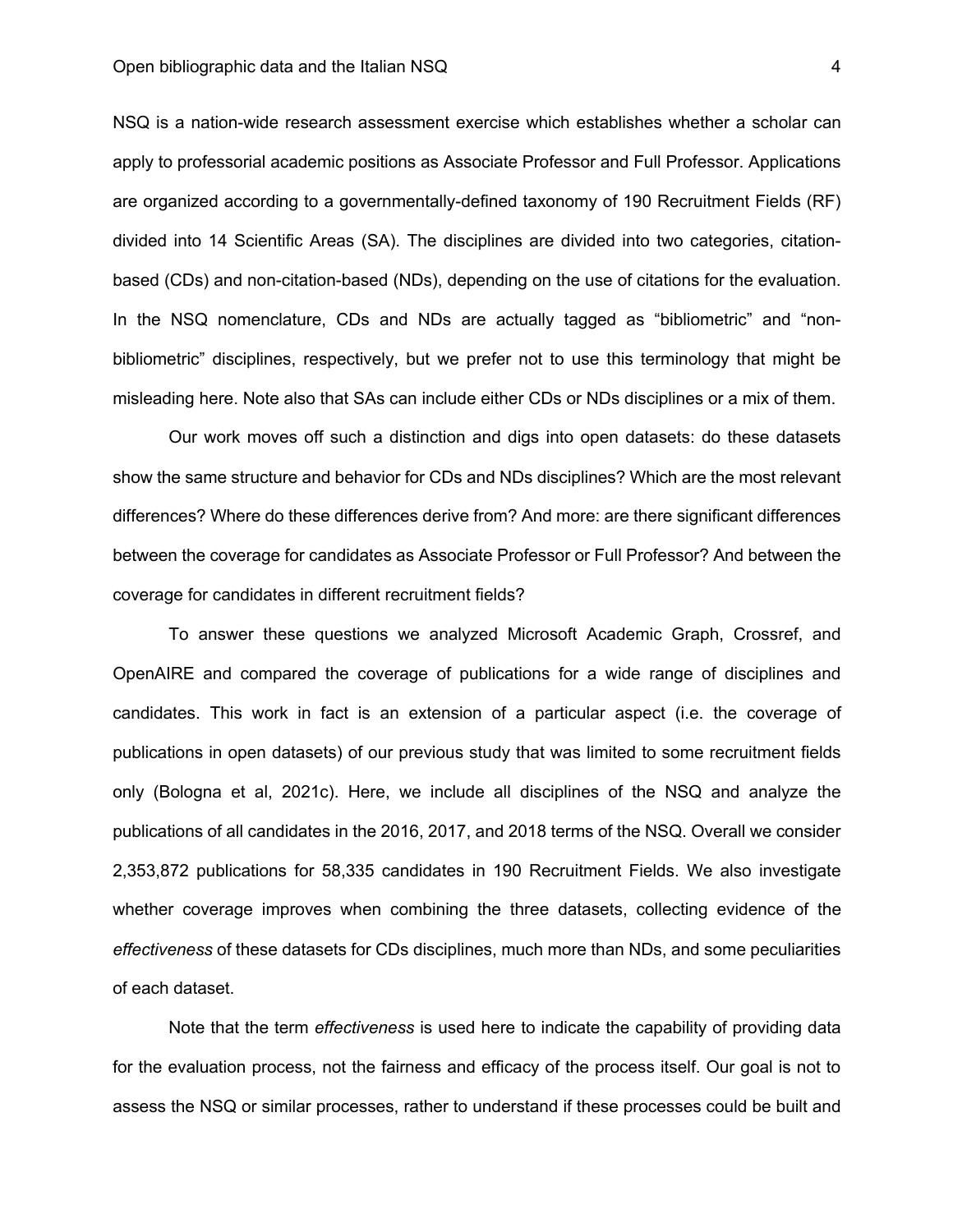NSQ is a nation-wide research assessment exercise which establishes whether a scholar can apply to professorial academic positions as Associate Professor and Full Professor. Applications are organized according to a governmentally-defined taxonomy of 190 Recruitment Fields (RF) divided into 14 Scientific Areas (SA). The disciplines are divided into two categories, citation-based (CDs) and non-citation-based (NDs), depending on the use of citations for the evaluation. In the NSQ nomenclature, CDs and NDs are actually tagged as “bibliometric” and “non-bibliometric” disciplines, respectively, but we prefer not to use this terminology that might be misleading here. Note also that SAs can include either CDs or NDs disciplines or a mix of them.

Our work moves off such a distinction and digs into open datasets: do these datasets show the same structure and behavior for CDs and NDs disciplines? Which are the most relevant differences? Where do these differences derive from? And more: are there significant differences between the coverage for candidates as Associate Professor or Full Professor? And between the coverage for candidates in different recruitment fields?

To answer these questions we analyzed Microsoft Academic Graph, Crossref, and OpenAIRE and compared the coverage of publications for a wide range of disciplines and candidates. This work in fact is an extension of a particular aspect (i.e. the coverage of publications in open datasets) of our previous study that was limited to some recruitment fields only (Bologna et al, 2021c). Here, we include all disciplines of the NSQ and analyze the publications of all candidates in the 2016, 2017, and 2018 terms of the NSQ. Overall we consider 2,353,872 publications for 58,335 candidates in 190 Recruitment Fields. We also investigate whether coverage improves when combining the three datasets, collecting evidence of the *effectiveness* of these datasets for CDs disciplines, much more than NDs, and some peculiarities of each dataset.

Note that the term *effectiveness* is used here to indicate the capability of providing data for the evaluation process, not the fairness and efficacy of the process itself. Our goal is not to assess the NSQ or similar processes, rather to understand if these processes could be built and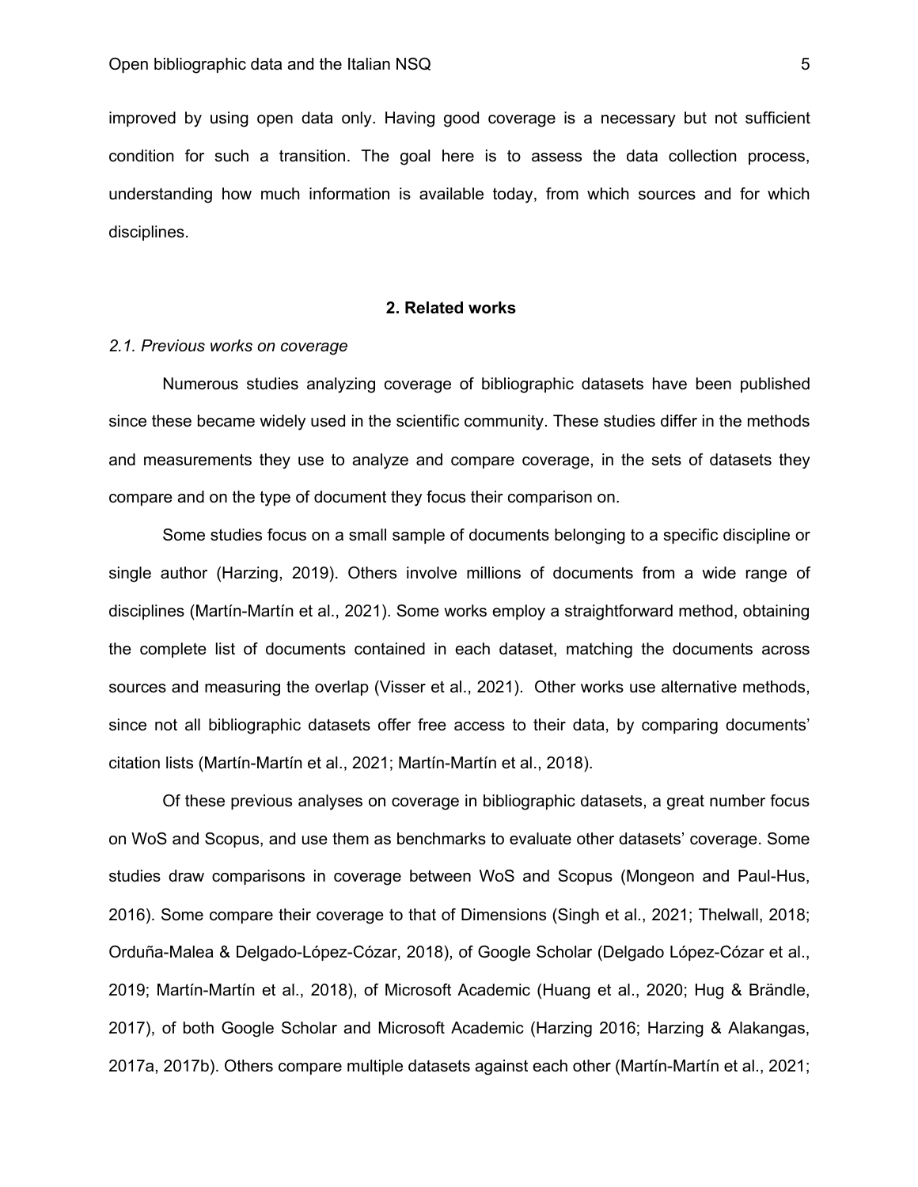improved by using open data only. Having good coverage is a necessary but not sufficient condition for such a transition. The goal here is to assess the data collection process, understanding how much information is available today, from which sources and for which disciplines.

## 2. Related works

### *2.1. Previous works on coverage*

Numerous studies analyzing coverage of bibliographic datasets have been published since these became widely used in the scientific community. These studies differ in the methods and measurements they use to analyze and compare coverage, in the sets of datasets they compare and on the type of document they focus their comparison on.

Some studies focus on a small sample of documents belonging to a specific discipline or single author (Harzing, 2019). Others involve millions of documents from a wide range of disciplines (Martín-Martín et al., 2021). Some works employ a straightforward method, obtaining the complete list of documents contained in each dataset, matching the documents across sources and measuring the overlap (Visser et al., 2021). Other works use alternative methods, since not all bibliographic datasets offer free access to their data, by comparing documents' citation lists (Martín-Martín et al., 2021; Martín-Martín et al., 2018).

Of these previous analyses on coverage in bibliographic datasets, a great number focus on WoS and Scopus, and use them as benchmarks to evaluate other datasets' coverage. Some studies draw comparisons in coverage between WoS and Scopus (Mongeon and Paul-Hus, 2016). Some compare their coverage to that of Dimensions (Singh et al., 2021; Thelwall, 2018; Orduña-Malea & Delgado-López-Cózar, 2018), of Google Scholar (Delgado López-Cózar et al., 2019; Martín-Martín et al., 2018), of Microsoft Academic (Huang et al., 2020; Hug & Brändle, 2017), of both Google Scholar and Microsoft Academic (Harzing 2016; Harzing & Alakangas, 2017a, 2017b). Others compare multiple datasets against each other (Martín-Martín et al., 2021;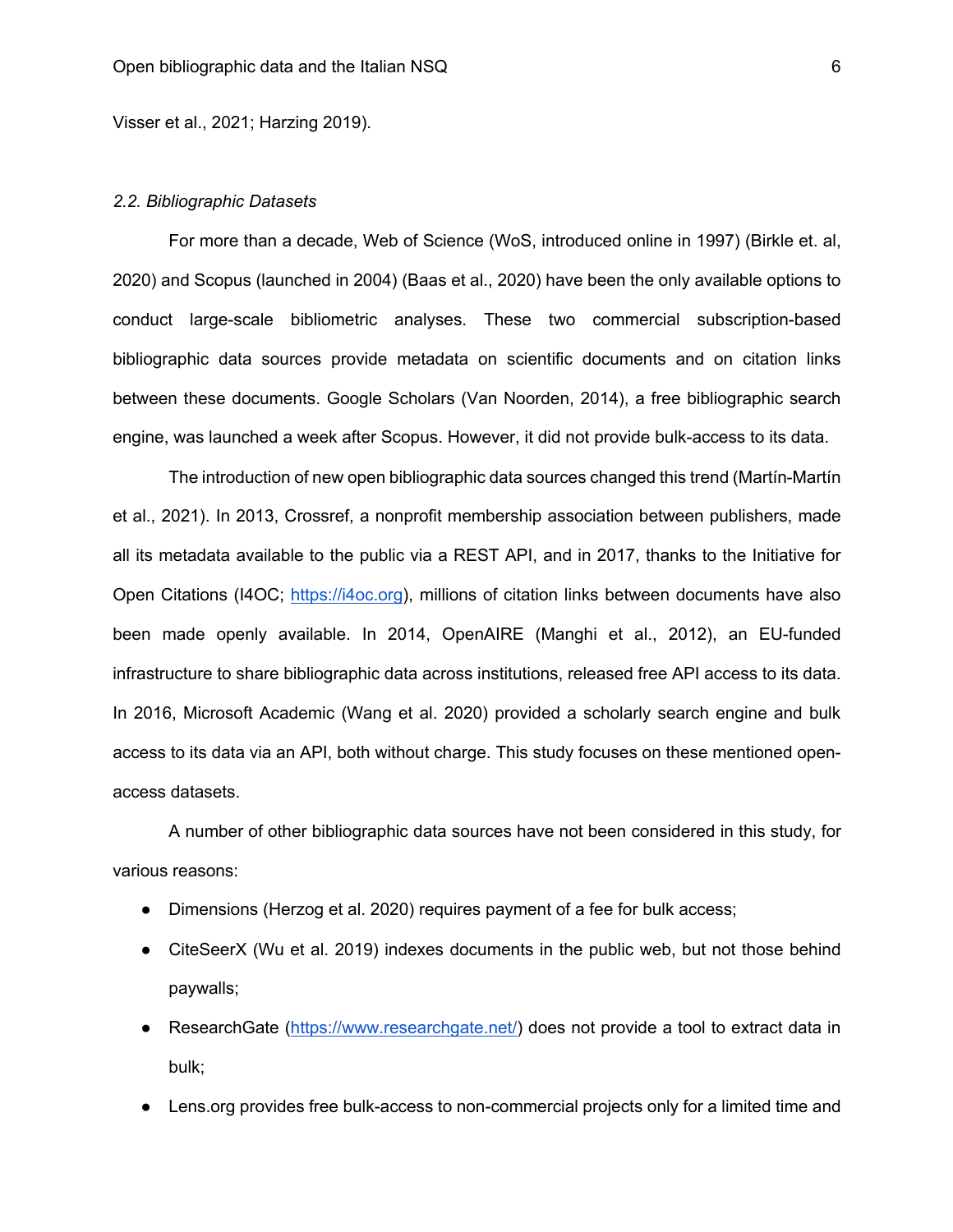Visser et al., 2021; Harzing 2019).

### *2.2. Bibliographic Datasets*

For more than a decade, Web of Science (WoS, introduced online in 1997) (Birkle et. al, 2020) and Scopus (launched in 2004) (Baas et al., 2020) have been the only available options to conduct large-scale bibliometric analyses. These two commercial subscription-based bibliographic data sources provide metadata on scientific documents and on citation links between these documents. Google Scholars (Van Noorden, 2014), a free bibliographic search engine, was launched a week after Scopus. However, it did not provide bulk-access to its data.

The introduction of new open bibliographic data sources changed this trend (Martín-Martín et al., 2021). In 2013, Crossref, a nonprofit membership association between publishers, made all its metadata available to the public via a REST API, and in 2017, thanks to the Initiative for Open Citations (I4OC; https://i4oc.org), millions of citation links between documents have also been made openly available. In 2014, OpenAIRE (Manghi et al., 2012), an EU-funded infrastructure to share bibliographic data across institutions, released free API access to its data. In 2016, Microsoft Academic (Wang et al. 2020) provided a scholarly search engine and bulk access to its data via an API, both without charge. This study focuses on these mentioned open-access datasets.

A number of other bibliographic data sources have not been considered in this study, for various reasons:

- Dimensions (Herzog et al. 2020) requires payment of a fee for bulk access;
- CiteSeerX (Wu et al. 2019) indexes documents in the public web, but not those behind paywalls;
- ResearchGate (https://www.researchgate.net/) does not provide a tool to extract data in bulk;
- Lens.org provides free bulk-access to non-commercial projects only for a limited time and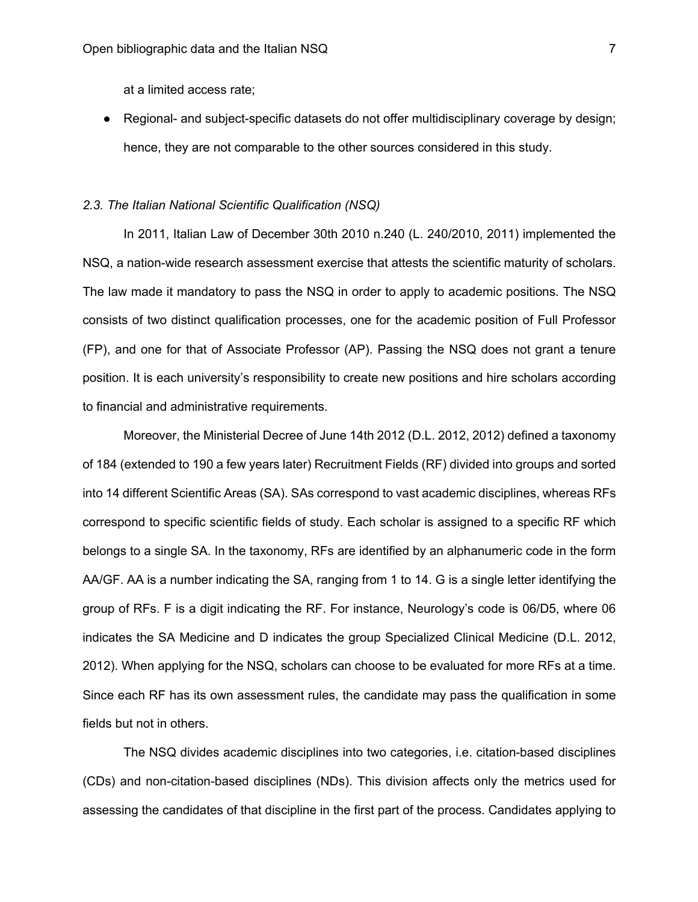at a limited access rate;

- Regional- and subject-specific datasets do not offer multidisciplinary coverage by design; hence, they are not comparable to the other sources considered in this study.

### *2.3. The Italian National Scientific Qualification (NSQ)*

In 2011, Italian Law of December 30th 2010 n.240 (L. 240/2010, 2011) implemented the NSQ, a nation-wide research assessment exercise that attests the scientific maturity of scholars. The law made it mandatory to pass the NSQ in order to apply to academic positions. The NSQ consists of two distinct qualification processes, one for the academic position of Full Professor (FP), and one for that of Associate Professor (AP). Passing the NSQ does not grant a tenure position. It is each university's responsibility to create new positions and hire scholars according to financial and administrative requirements.

Moreover, the Ministerial Decree of June 14th 2012 (D.L. 2012, 2012) defined a taxonomy of 184 (extended to 190 a few years later) Recruitment Fields (RF) divided into groups and sorted into 14 different Scientific Areas (SA). SAs correspond to vast academic disciplines, whereas RFs correspond to specific scientific fields of study. Each scholar is assigned to a specific RF which belongs to a single SA. In the taxonomy, RFs are identified by an alphanumeric code in the form AA/GF. AA is a number indicating the SA, ranging from 1 to 14. G is a single letter identifying the group of RFs. F is a digit indicating the RF. For instance, Neurology's code is 06/D5, where 06 indicates the SA Medicine and D indicates the group Specialized Clinical Medicine (D.L. 2012, 2012). When applying for the NSQ, scholars can choose to be evaluated for more RFs at a time. Since each RF has its own assessment rules, the candidate may pass the qualification in some fields but not in others.

The NSQ divides academic disciplines into two categories, i.e. citation-based disciplines (CDs) and non-citation-based disciplines (NDs). This division affects only the metrics used for assessing the candidates of that discipline in the first part of the process. Candidates applying to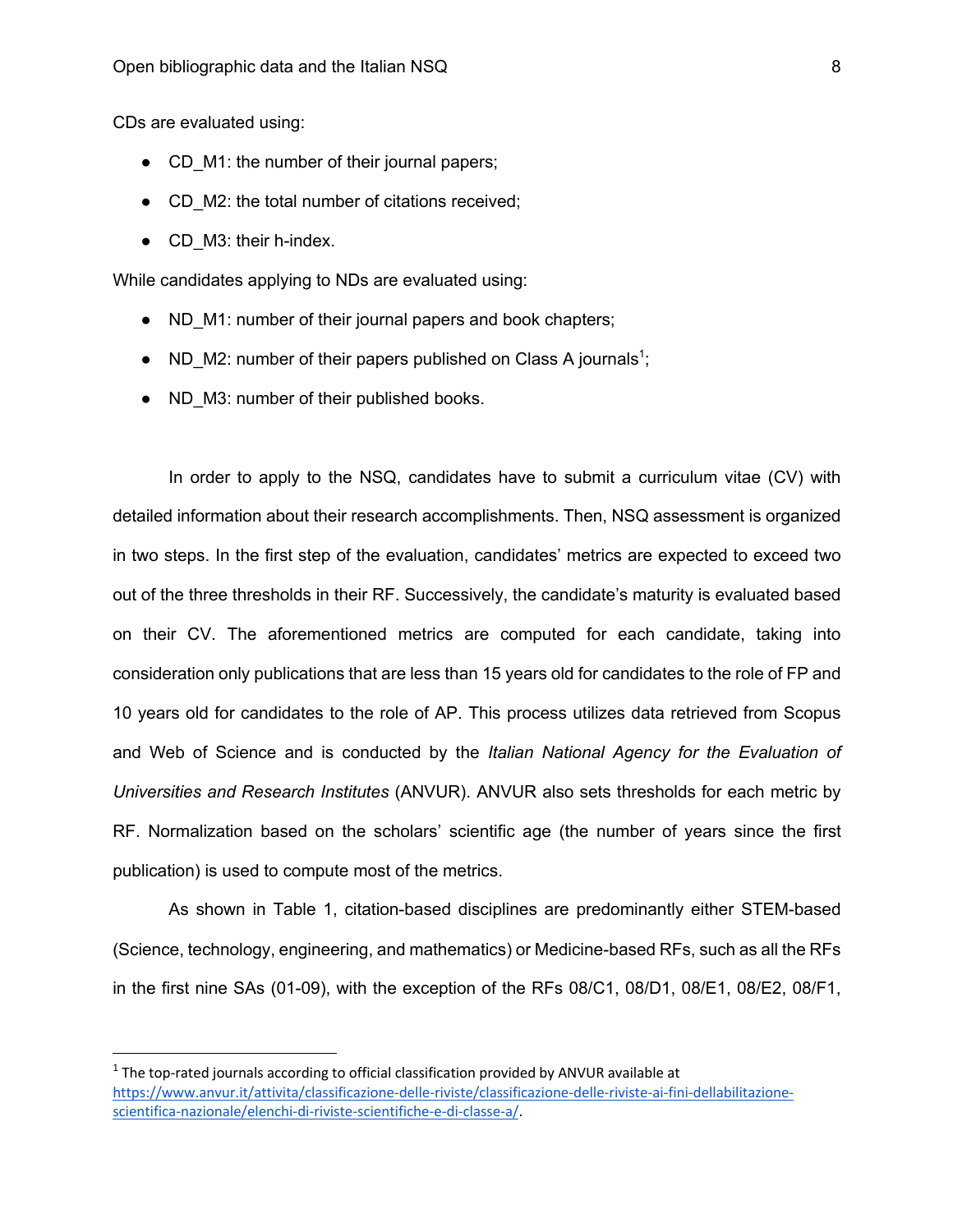CDs are evaluated using:

- CD_M1: the number of their journal papers;
- CD_M2: the total number of citations received;
- CD_M3: their h-index.

While candidates applying to NDs are evaluated using:

- ND_M1: number of their journal papers and book chapters;
- ND_M2: number of their papers published on Class A journals[1];
- ND_M3: number of their published books.

In order to apply to the NSQ, candidates have to submit a curriculum vitae (CV) with detailed information about their research accomplishments. Then, NSQ assessment is organized in two steps. In the first step of the evaluation, candidates' metrics are expected to exceed two out of the three thresholds in their RF. Successively, the candidate's maturity is evaluated based on their CV. The aforementioned metrics are computed for each candidate, taking into consideration only publications that are less than 15 years old for candidates to the role of FP and 10 years old for candidates to the role of AP. This process utilizes data retrieved from Scopus and Web of Science and is conducted by the *Italian National Agency for the Evaluation of Universities and Research Institutes* (ANVUR). ANVUR also sets thresholds for each metric by RF. Normalization based on the scholars' scientific age (the number of years since the first publication) is used to compute most of the metrics.

As shown in Table 1, citation-based disciplines are predominantly either STEM-based (Science, technology, engineering, and mathematics) or Medicine-based RFs, such as all the RFs in the first nine SAs (01-09), with the exception of the RFs 08/C1, 08/D1, 08/E1, 08/E2, 08/F1,

[1] The top-rated journals according to official classification provided by ANVUR available at https://www.anvur.it/attivita/classificazione-delle-riviste/classificazione-delle-riviste-ai-fini-dellabilitazione-scientifica-nazionale/elenchi-di-riviste-scientifiche-e-di-classe-a/.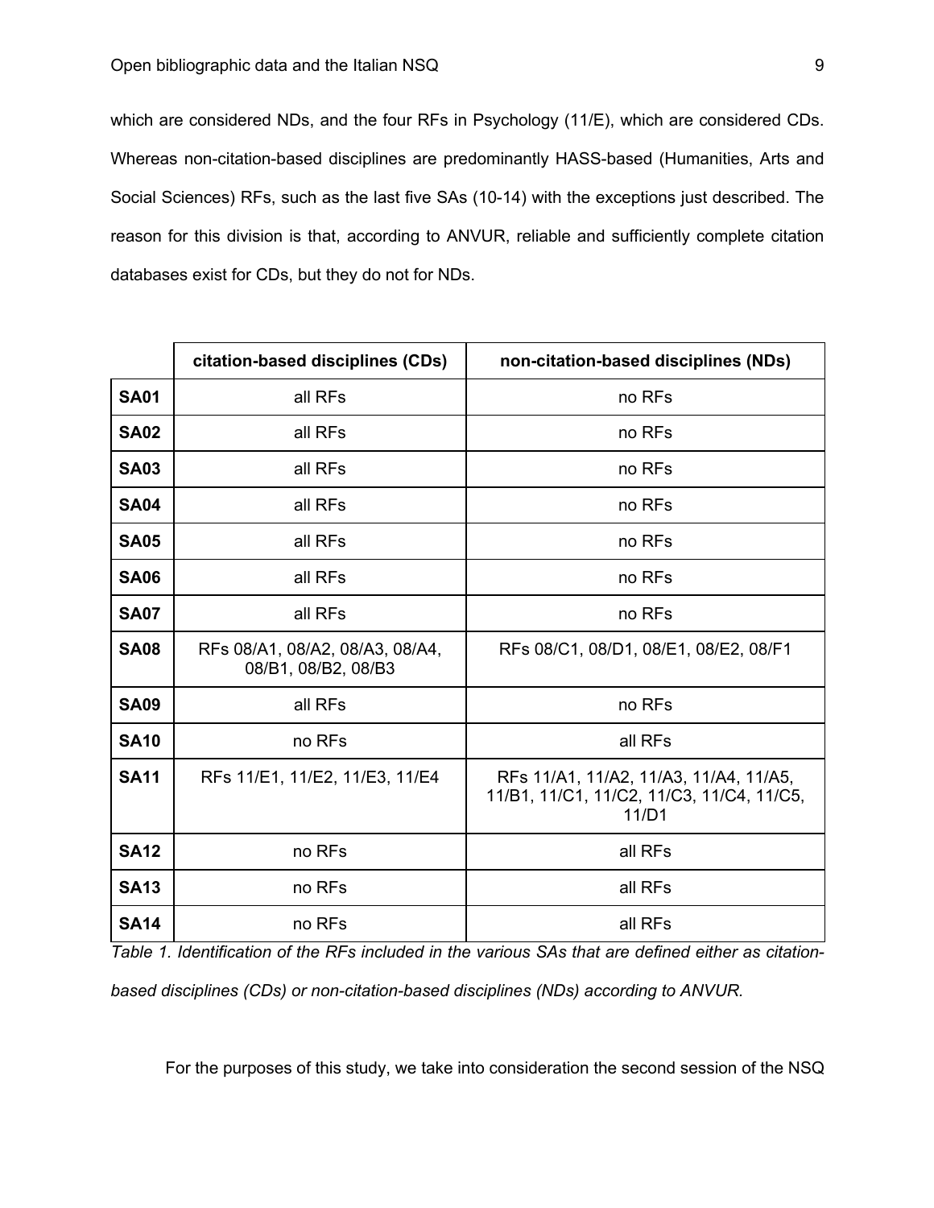which are considered NDs, and the four RFs in Psychology (11/E), which are considered CDs. Whereas non-citation-based disciplines are predominantly HASS-based (Humanities, Arts and Social Sciences) RFs, such as the last five SAs (10-14) with the exceptions just described. The reason for this division is that, according to ANVUR, reliable and sufficiently complete citation databases exist for CDs, but they do not for NDs.

| | **citation-based disciplines (CDs)** | **non-citation-based disciplines (NDs)** |
|---|---|---|
| **SA01** | all RFs | no RFs |
| **SA02** | all RFs | no RFs |
| **SA03** | all RFs | no RFs |
| **SA04** | all RFs | no RFs |
| **SA05** | all RFs | no RFs |
| **SA06** | all RFs | no RFs |
| **SA07** | all RFs | no RFs |
| **SA08** | RFs 08/A1, 08/A2, 08/A3, 08/A4, 08/B1, 08/B2, 08/B3 | RFs 08/C1, 08/D1, 08/E1, 08/E2, 08/F1 |
| **SA09** | all RFs | no RFs |
| **SA10** | no RFs | all RFs |
| **SA11** | RFs 11/E1, 11/E2, 11/E3, 11/E4 | RFs 11/A1, 11/A2, 11/A3, 11/A4, 11/A5, 11/B1, 11/C1, 11/C2, 11/C3, 11/C4, 11/C5, 11/D1 |
| **SA12** | no RFs | all RFs |
| **SA13** | no RFs | all RFs |
| **SA14** | no RFs | all RFs |

*Table 1. Identification of the RFs included in the various SAs that are defined either as citation-based disciplines (CDs) or non-citation-based disciplines (NDs) according to ANVUR.*

For the purposes of this study, we take into consideration the second session of the NSQ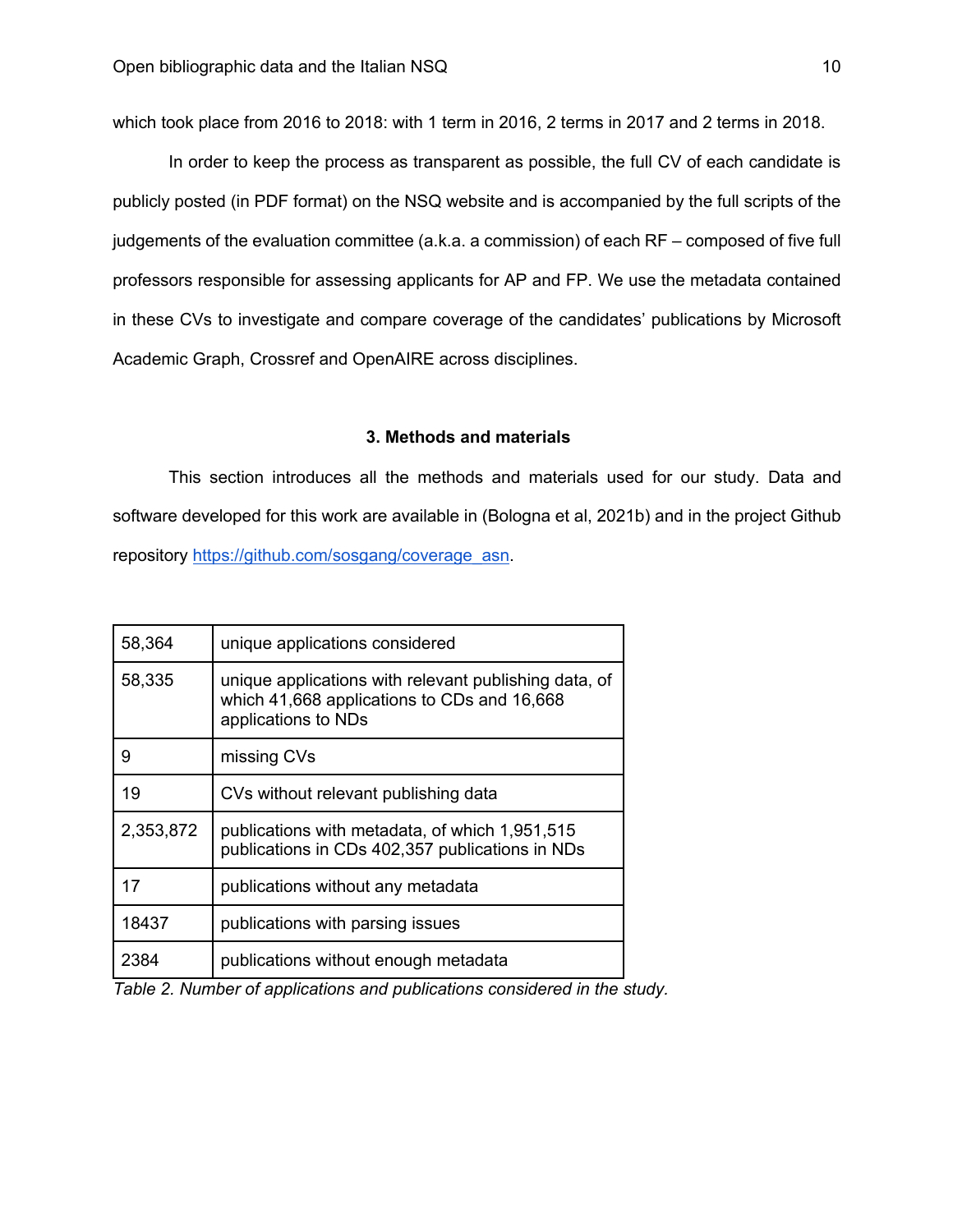which took place from 2016 to 2018: with 1 term in 2016, 2 terms in 2017 and 2 terms in 2018.

In order to keep the process as transparent as possible, the full CV of each candidate is publicly posted (in PDF format) on the NSQ website and is accompanied by the full scripts of the judgements of the evaluation committee (a.k.a. a commission) of each RF – composed of five full professors responsible for assessing applicants for AP and FP. We use the metadata contained in these CVs to investigate and compare coverage of the candidates' publications by Microsoft Academic Graph, Crossref and OpenAIRE across disciplines.

### 3. Methods and materials

This section introduces all the methods and materials used for our study. Data and software developed for this work are available in (Bologna et al, 2021b) and in the project Github repository https://github.com/sosgang/coverage_asn.

| | |
|---|---|
| 58,364 | unique applications considered |
| 58,335 | unique applications with relevant publishing data, of which 41,668 applications to CDs and 16,668 applications to NDs |
| 9 | missing CVs |
| 19 | CVs without relevant publishing data |
| 2,353,872 | publications with metadata, of which 1,951,515 publications in CDs 402,357 publications in NDs |
| 17 | publications without any metadata |
| 18437 | publications with parsing issues |
| 2384 | publications without enough metadata |

*Table 2. Number of applications and publications considered in the study.*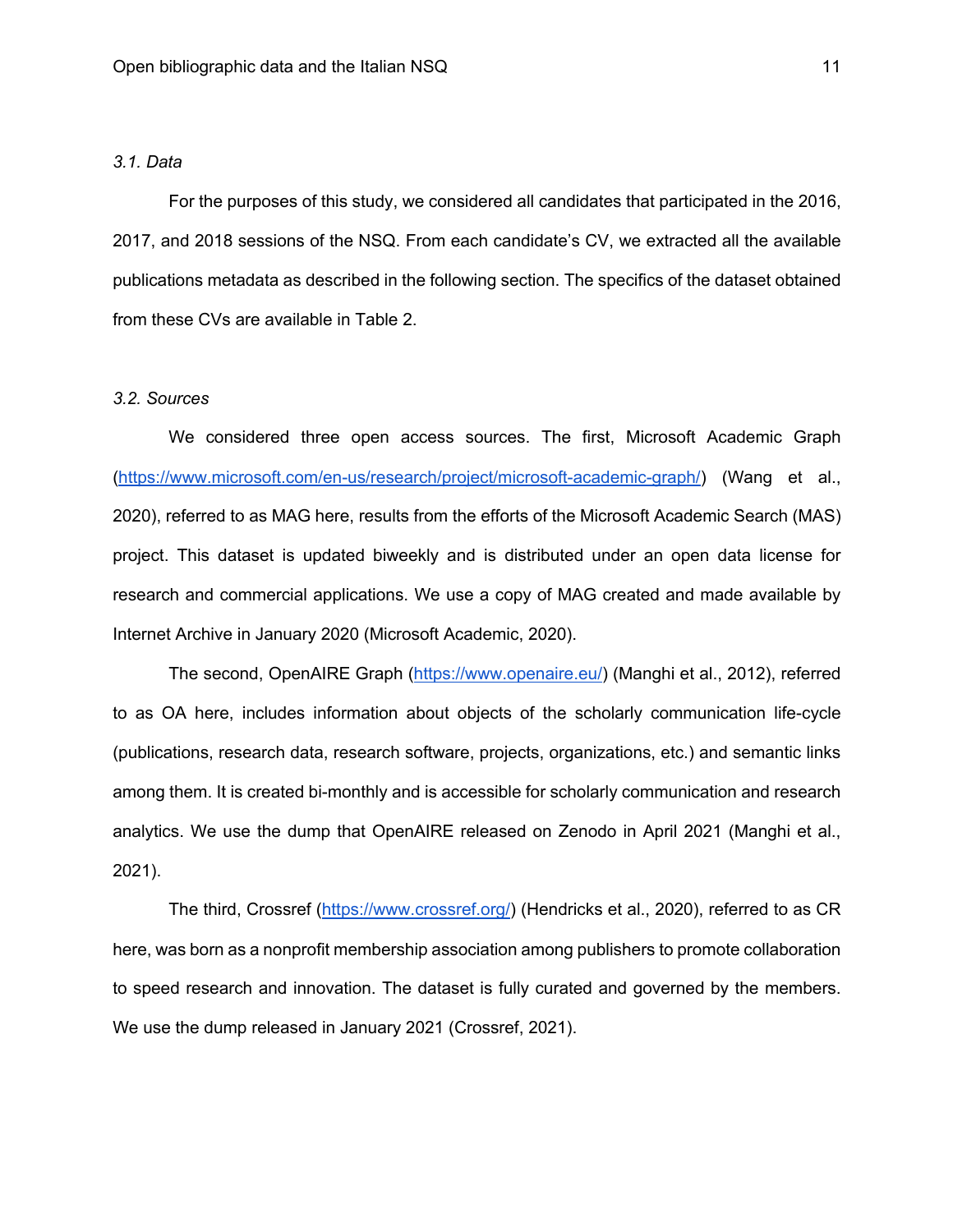### *3.1. Data*

For the purposes of this study, we considered all candidates that participated in the 2016, 2017, and 2018 sessions of the NSQ. From each candidate's CV, we extracted all the available publications metadata as described in the following section. The specifics of the dataset obtained from these CVs are available in Table 2.

### *3.2. Sources*

We considered three open access sources. The first, Microsoft Academic Graph (https://www.microsoft.com/en-us/research/project/microsoft-academic-graph/) (Wang et al., 2020), referred to as MAG here, results from the efforts of the Microsoft Academic Search (MAS) project. This dataset is updated biweekly and is distributed under an open data license for research and commercial applications. We use a copy of MAG created and made available by Internet Archive in January 2020 (Microsoft Academic, 2020).

The second, OpenAIRE Graph (https://www.openaire.eu/) (Manghi et al., 2012), referred to as OA here, includes information about objects of the scholarly communication life-cycle (publications, research data, research software, projects, organizations, etc.) and semantic links among them. It is created bi-monthly and is accessible for scholarly communication and research analytics. We use the dump that OpenAIRE released on Zenodo in April 2021 (Manghi et al., 2021).

The third, Crossref (https://www.crossref.org/) (Hendricks et al., 2020), referred to as CR here, was born as a nonprofit membership association among publishers to promote collaboration to speed research and innovation. The dataset is fully curated and governed by the members. We use the dump released in January 2021 (Crossref, 2021).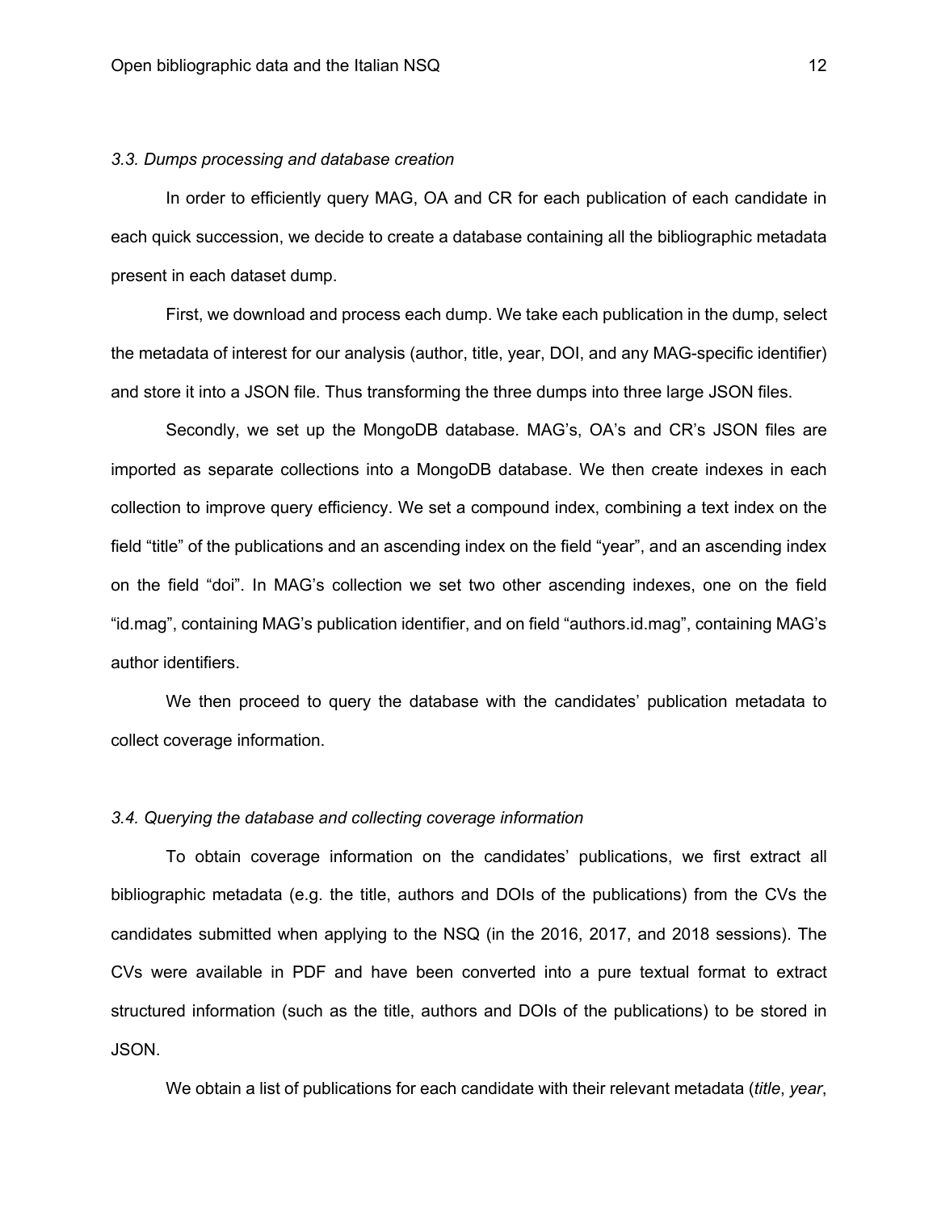*3.3. Dumps processing and database creation*

In order to efficiently query MAG, OA and CR for each publication of each candidate in each quick succession, we decide to create a database containing all the bibliographic metadata present in each dataset dump.

First, we download and process each dump. We take each publication in the dump, select the metadata of interest for our analysis (author, title, year, DOI, and any MAG-specific identifier) and store it into a JSON file. Thus transforming the three dumps into three large JSON files.

Secondly, we set up the MongoDB database. MAG's, OA's and CR's JSON files are imported as separate collections into a MongoDB database. We then create indexes in each collection to improve query efficiency. We set a compound index, combining a text index on the field "title" of the publications and an ascending index on the field "year", and an ascending index on the field "doi". In MAG's collection we set two other ascending indexes, one on the field "id.mag", containing MAG's publication identifier, and on field "authors.id.mag", containing MAG's author identifiers.

We then proceed to query the database with the candidates' publication metadata to collect coverage information.

*3.4. Querying the database and collecting coverage information*

To obtain coverage information on the candidates' publications, we first extract all bibliographic metadata (e.g. the title, authors and DOIs of the publications) from the CVs the candidates submitted when applying to the NSQ (in the 2016, 2017, and 2018 sessions). The CVs were available in PDF and have been converted into a pure textual format to extract structured information (such as the title, authors and DOIs of the publications) to be stored in JSON.

We obtain a list of publications for each candidate with their relevant metadata (*title*, *year*,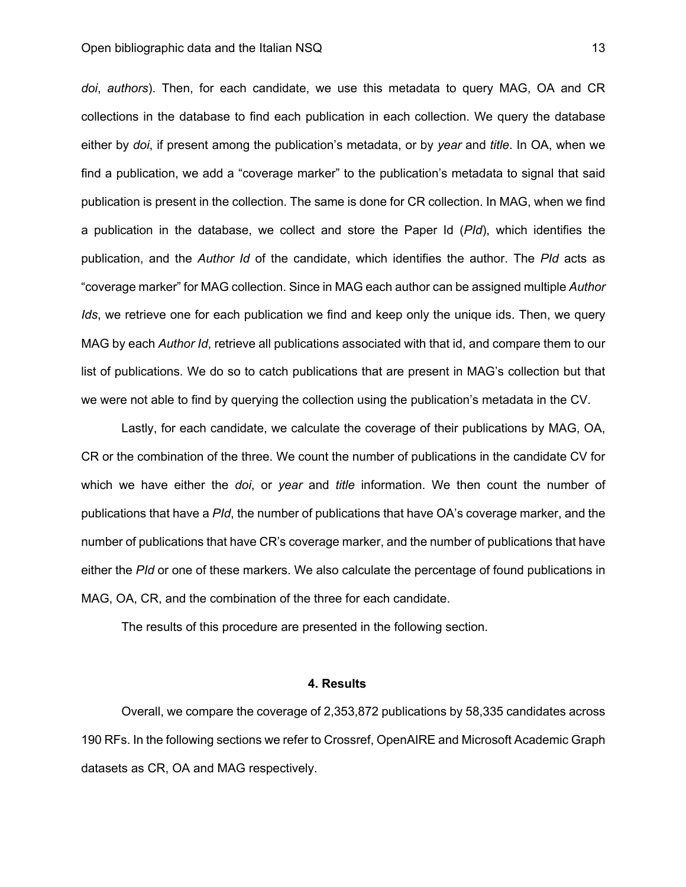*doi*, *authors*). Then, for each candidate, we use this metadata to query MAG, OA and CR collections in the database to find each publication in each collection. We query the database either by *doi*, if present among the publication's metadata, or by *year* and *title*. In OA, when we find a publication, we add a "coverage marker" to the publication's metadata to signal that said publication is present in the collection. The same is done for CR collection. In MAG, when we find a publication in the database, we collect and store the Paper Id (*PId*), which identifies the publication, and the *Author Id* of the candidate, which identifies the author. The *PId* acts as "coverage marker" for MAG collection. Since in MAG each author can be assigned multiple *Author Ids*, we retrieve one for each publication we find and keep only the unique ids. Then, we query MAG by each *Author Id*, retrieve all publications associated with that id, and compare them to our list of publications. We do so to catch publications that are present in MAG's collection but that we were not able to find by querying the collection using the publication's metadata in the CV.

Lastly, for each candidate, we calculate the coverage of their publications by MAG, OA, CR or the combination of the three. We count the number of publications in the candidate CV for which we have either the *doi*, or *year* and *title* information. We then count the number of publications that have a *PId*, the number of publications that have OA's coverage marker, and the number of publications that have CR's coverage marker, and the number of publications that have either the *PId* or one of these markers. We also calculate the percentage of found publications in MAG, OA, CR, and the combination of the three for each candidate.

The results of this procedure are presented in the following section.

## 4. Results

Overall, we compare the coverage of 2,353,872 publications by 58,335 candidates across 190 RFs. In the following sections we refer to Crossref, OpenAIRE and Microsoft Academic Graph datasets as CR, OA and MAG respectively.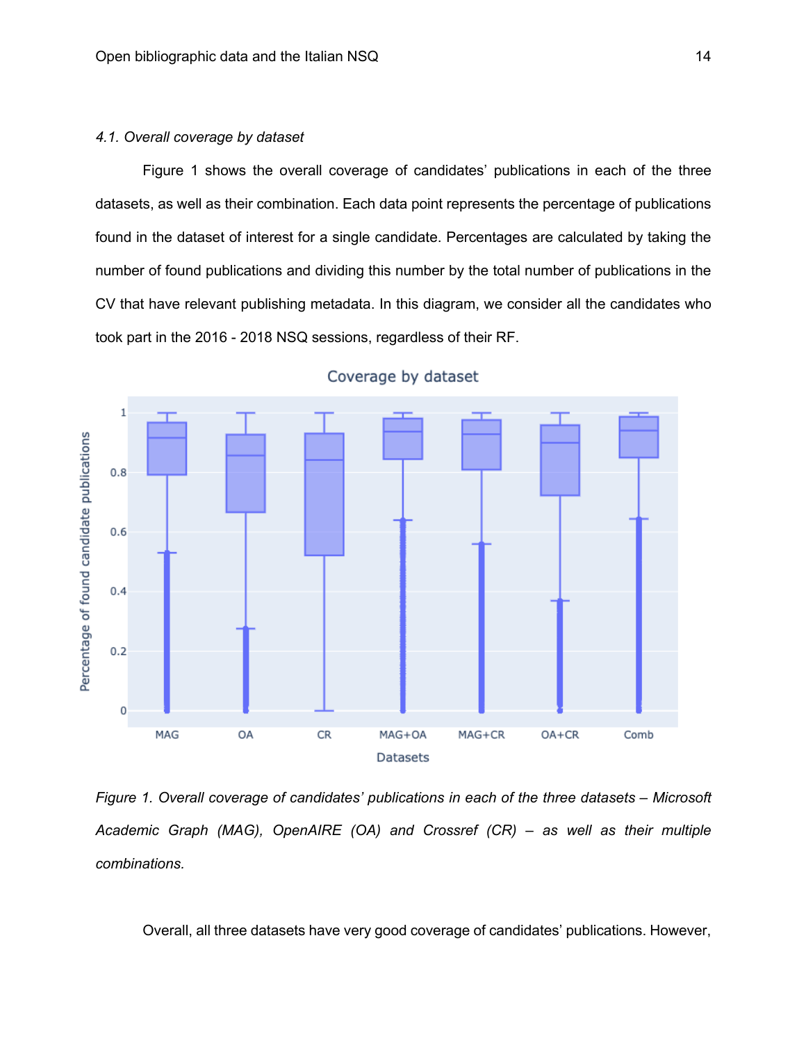*4.1. Overall coverage by dataset*

Figure 1 shows the overall coverage of candidates' publications in each of the three datasets, as well as their combination. Each data point represents the percentage of publications found in the dataset of interest for a single candidate. Percentages are calculated by taking the number of found publications and dividing this number by the total number of publications in the CV that have relevant publishing metadata. In this diagram, we consider all the candidates who took part in the 2016 - 2018 NSQ sessions, regardless of their RF.

*Figure 1. Overall coverage of candidates' publications in each of the three datasets – Microsoft Academic Graph (MAG), OpenAIRE (OA) and Crossref (CR) – as well as their multiple combinations.*

Overall, all three datasets have very good coverage of candidates' publications. However,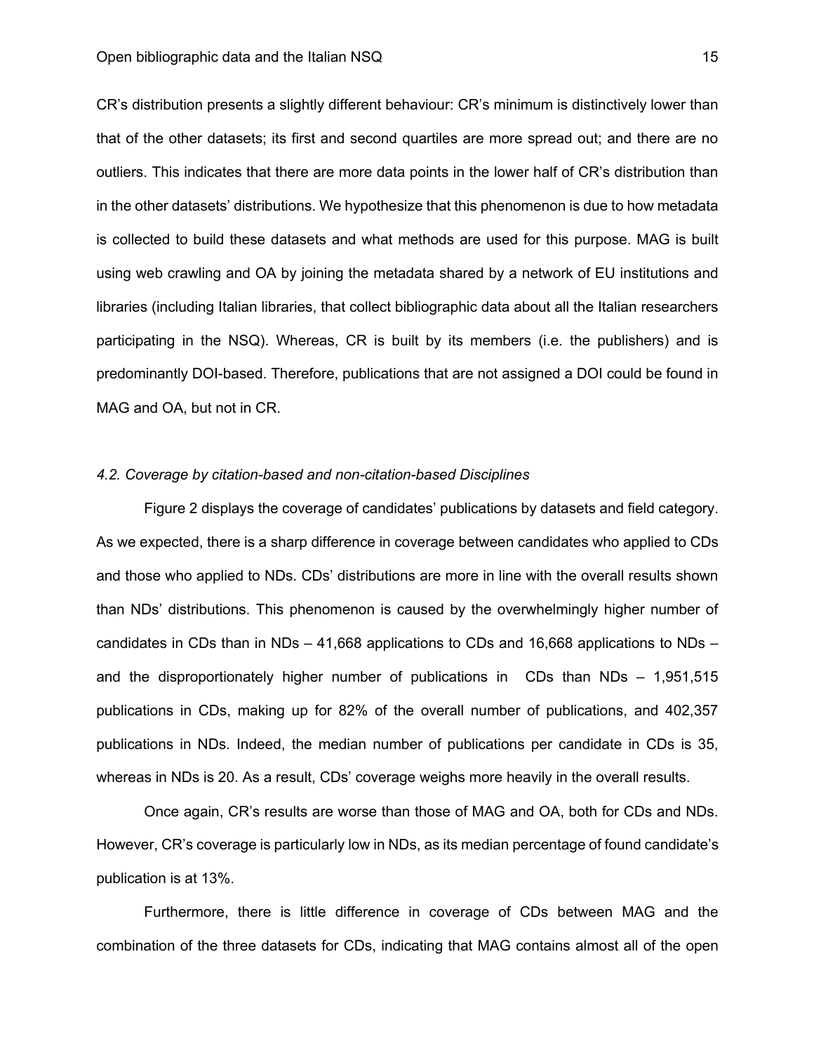CR's distribution presents a slightly different behaviour: CR's minimum is distinctively lower than that of the other datasets; its first and second quartiles are more spread out; and there are no outliers. This indicates that there are more data points in the lower half of CR's distribution than in the other datasets' distributions. We hypothesize that this phenomenon is due to how metadata is collected to build these datasets and what methods are used for this purpose. MAG is built using web crawling and OA by joining the metadata shared by a network of EU institutions and libraries (including Italian libraries, that collect bibliographic data about all the Italian researchers participating in the NSQ). Whereas, CR is built by its members (i.e. the publishers) and is predominantly DOI-based. Therefore, publications that are not assigned a DOI could be found in MAG and OA, but not in CR.

### *4.2. Coverage by citation-based and non-citation-based Disciplines*

Figure 2 displays the coverage of candidates' publications by datasets and field category. As we expected, there is a sharp difference in coverage between candidates who applied to CDs and those who applied to NDs. CDs' distributions are more in line with the overall results shown than NDs' distributions. This phenomenon is caused by the overwhelmingly higher number of candidates in CDs than in NDs – 41,668 applications to CDs and 16,668 applications to NDs – and the disproportionately higher number of publications in CDs than NDs – 1,951,515 publications in CDs, making up for 82% of the overall number of publications, and 402,357 publications in NDs. Indeed, the median number of publications per candidate in CDs is 35, whereas in NDs is 20. As a result, CDs' coverage weighs more heavily in the overall results.

Once again, CR's results are worse than those of MAG and OA, both for CDs and NDs. However, CR's coverage is particularly low in NDs, as its median percentage of found candidate's publication is at 13%.

Furthermore, there is little difference in coverage of CDs between MAG and the combination of the three datasets for CDs, indicating that MAG contains almost all of the open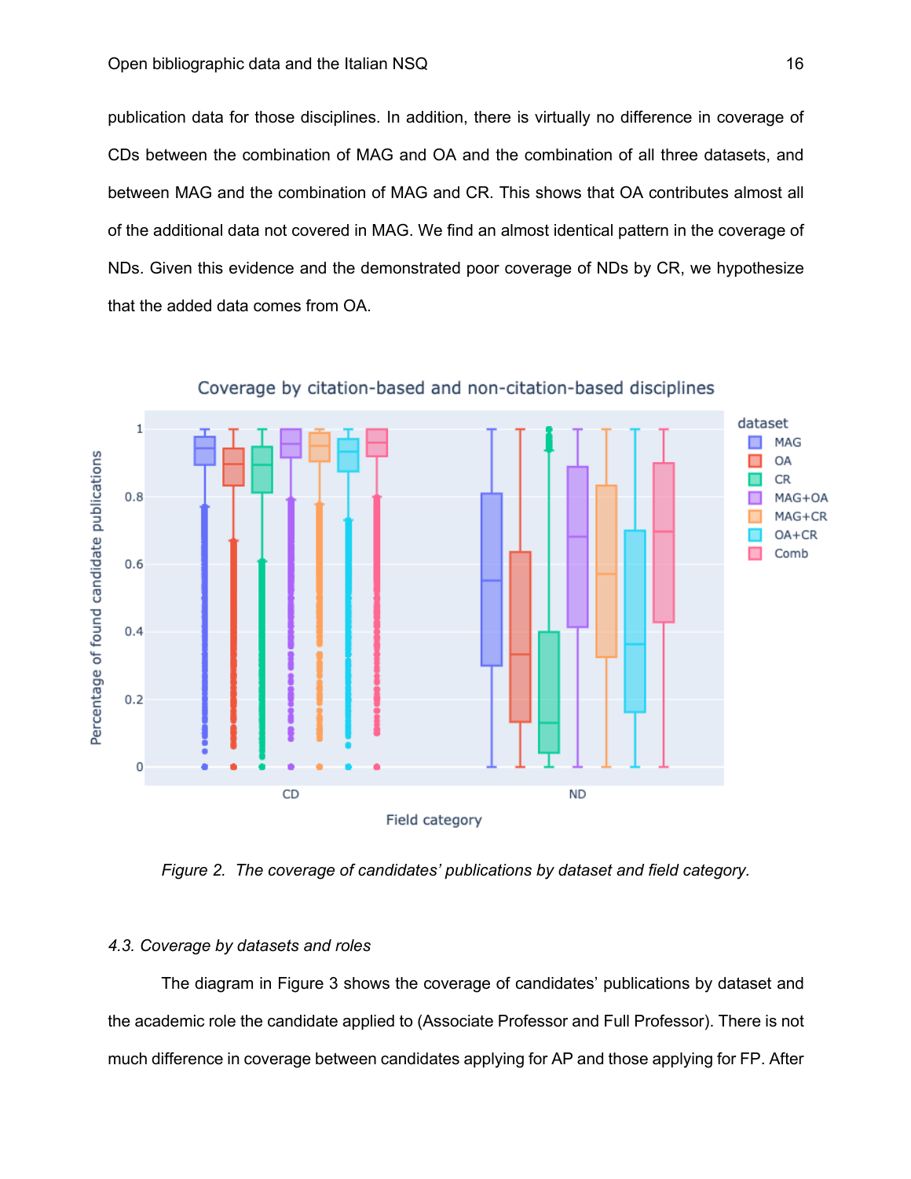publication data for those disciplines. In addition, there is virtually no difference in coverage of CDs between the combination of MAG and OA and the combination of all three datasets, and between MAG and the combination of MAG and CR. This shows that OA contributes almost all of the additional data not covered in MAG. We find an almost identical pattern in the coverage of NDs. Given this evidence and the demonstrated poor coverage of NDs by CR, we hypothesize that the added data comes from OA.

*Figure 2. The coverage of candidates' publications by dataset and field category.*

### *4.3. Coverage by datasets and roles*

The diagram in Figure 3 shows the coverage of candidates' publications by dataset and the academic role the candidate applied to (Associate Professor and Full Professor). There is not much difference in coverage between candidates applying for AP and those applying for FP. After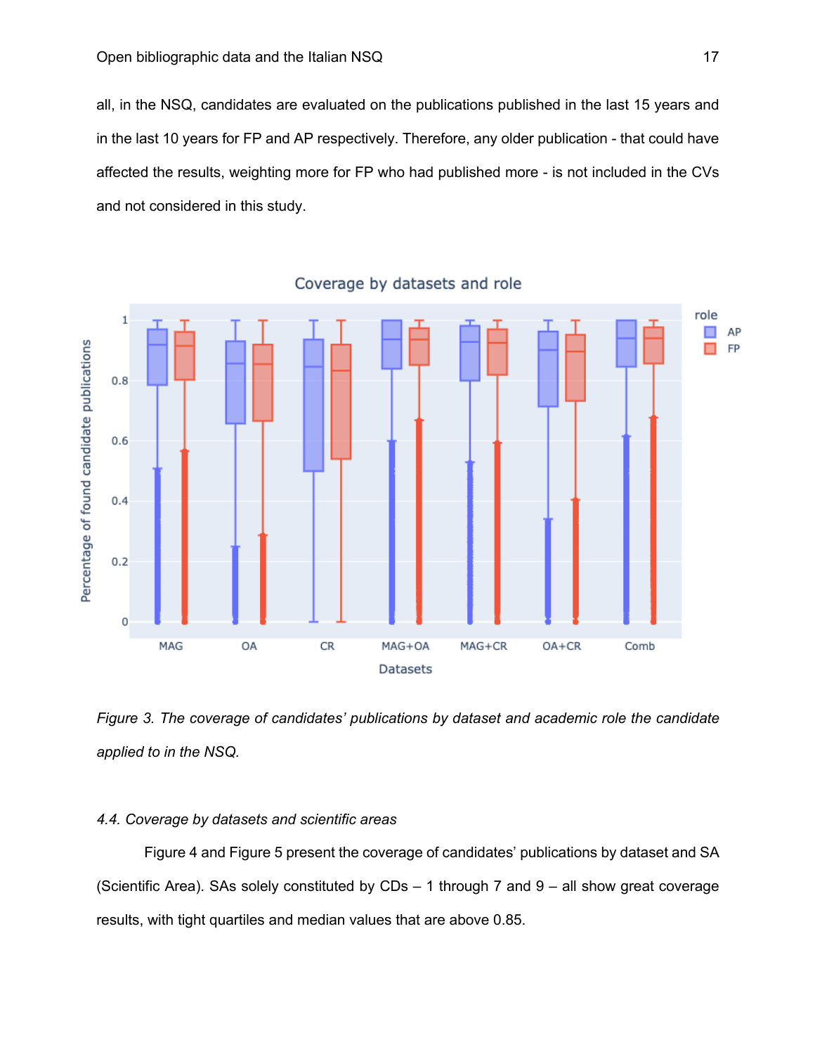all, in the NSQ, candidates are evaluated on the publications published in the last 15 years and in the last 10 years for FP and AP respectively. Therefore, any older publication - that could have affected the results, weighting more for FP who had published more - is not included in the CVs and not considered in this study.

*Figure 3. The coverage of candidates' publications by dataset and academic role the candidate applied to in the NSQ.*

*4.4. Coverage by datasets and scientific areas*

Figure 4 and Figure 5 present the coverage of candidates' publications by dataset and SA (Scientific Area). SAs solely constituted by CDs – 1 through 7 and 9 – all show great coverage results, with tight quartiles and median values that are above 0.85.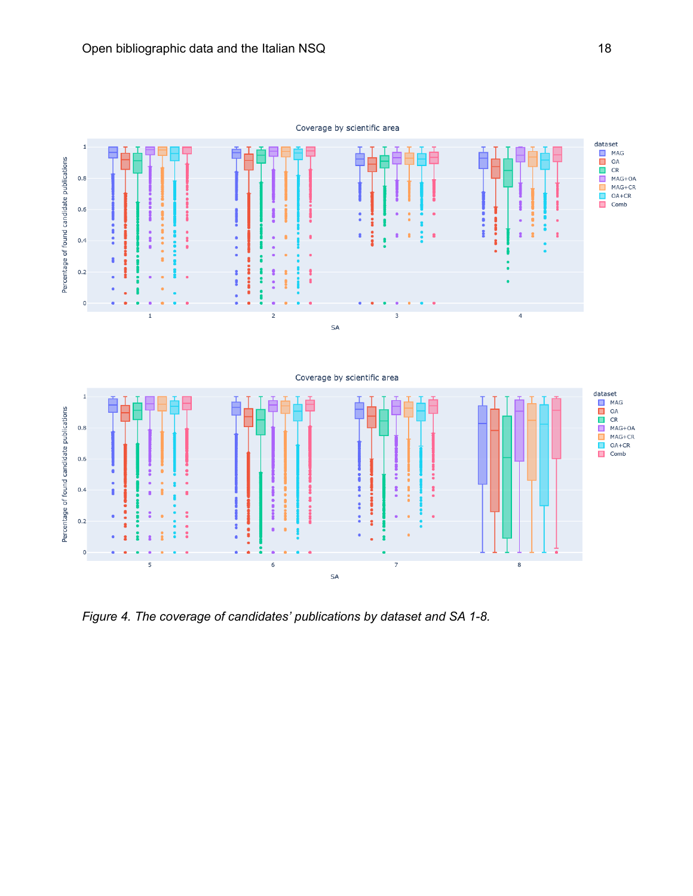*Figure 4. The coverage of candidates' publications by dataset and SA 1-8.*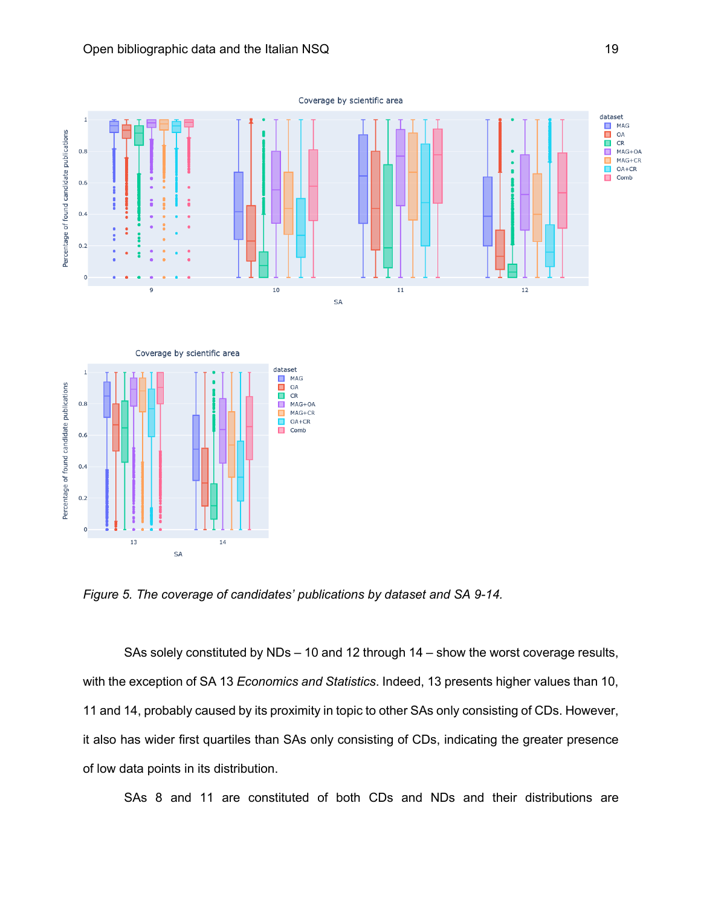*Figure 5. The coverage of candidates' publications by dataset and SA 9-14.*

SAs solely constituted by NDs – 10 and 12 through 14 – show the worst coverage results, with the exception of SA 13 *Economics and Statistics*. Indeed, 13 presents higher values than 10, 11 and 14, probably caused by its proximity in topic to other SAs only consisting of CDs. However, it also has wider first quartiles than SAs only consisting of CDs, indicating the greater presence of low data points in its distribution.

SAs 8 and 11 are constituted of both CDs and NDs and their distributions are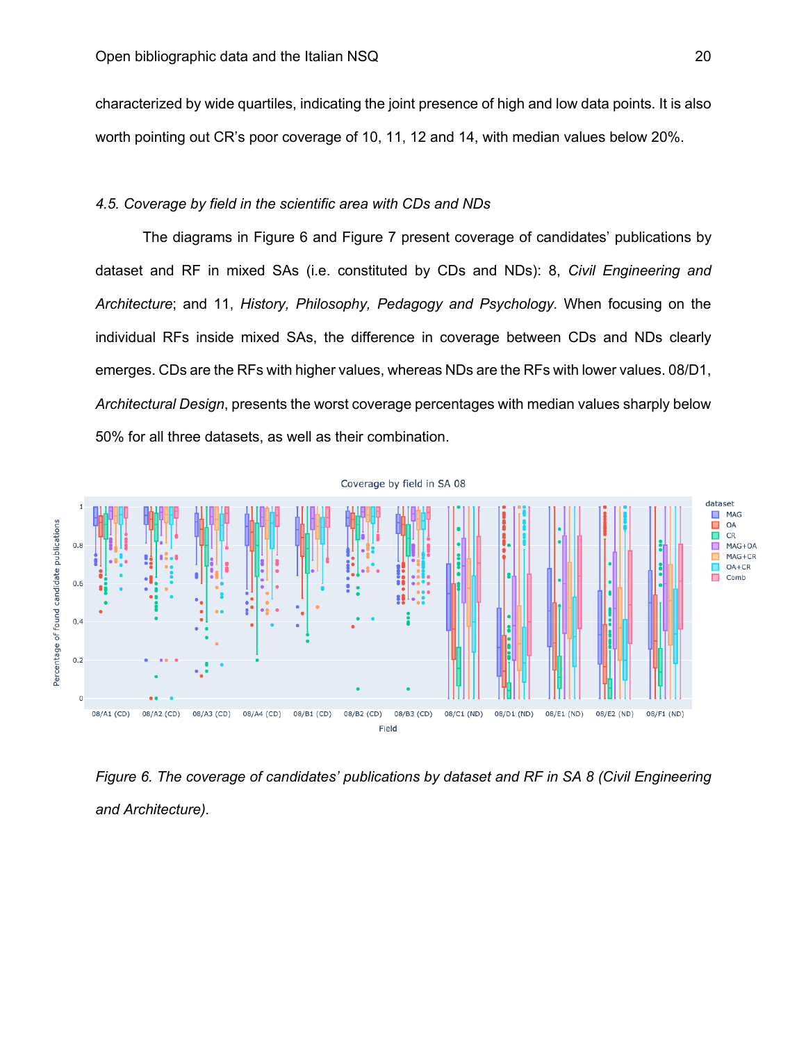characterized by wide quartiles, indicating the joint presence of high and low data points. It is also worth pointing out CR's poor coverage of 10, 11, 12 and 14, with median values below 20%.

### *4.5. Coverage by field in the scientific area with CDs and NDs*

The diagrams in Figure 6 and Figure 7 present coverage of candidates' publications by dataset and RF in mixed SAs (i.e. constituted by CDs and NDs): 8, *Civil Engineering and Architecture*; and 11, *History, Philosophy, Pedagogy and Psychology*. When focusing on the individual RFs inside mixed SAs, the difference in coverage between CDs and NDs clearly emerges. CDs are the RFs with higher values, whereas NDs are the RFs with lower values. 08/D1, *Architectural Design*, presents the worst coverage percentages with median values sharply below 50% for all three datasets, as well as their combination.

*Figure 6. The coverage of candidates' publications by dataset and RF in SA 8 (Civil Engineering and Architecture).*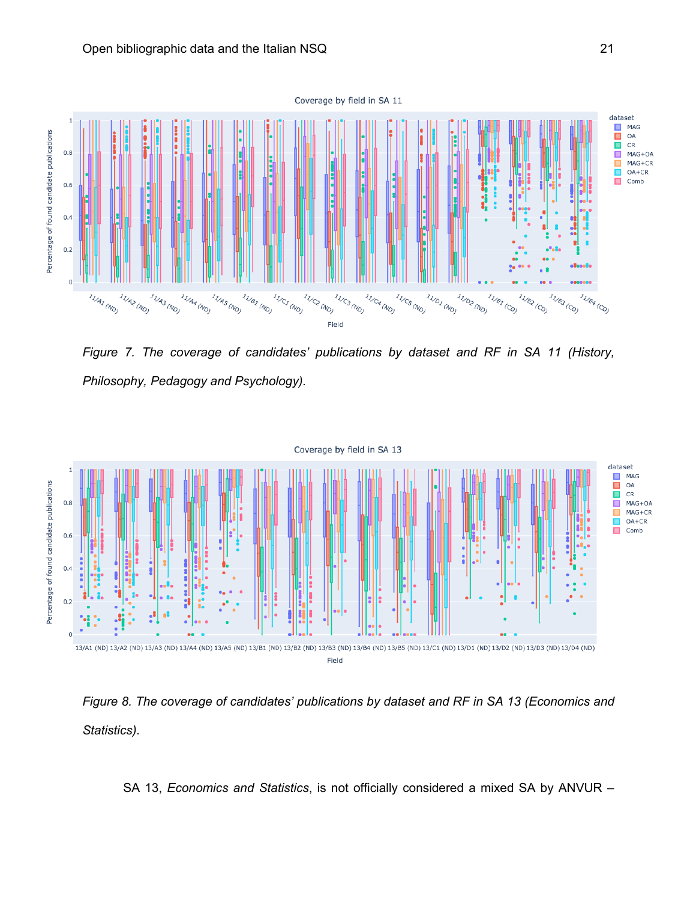*Figure 7. The coverage of candidates' publications by dataset and RF in SA 11 (History, Philosophy, Pedagogy and Psychology).*

*Figure 8. The coverage of candidates' publications by dataset and RF in SA 13 (Economics and Statistics).*

SA 13, *Economics and Statistics*, is not officially considered a mixed SA by ANVUR –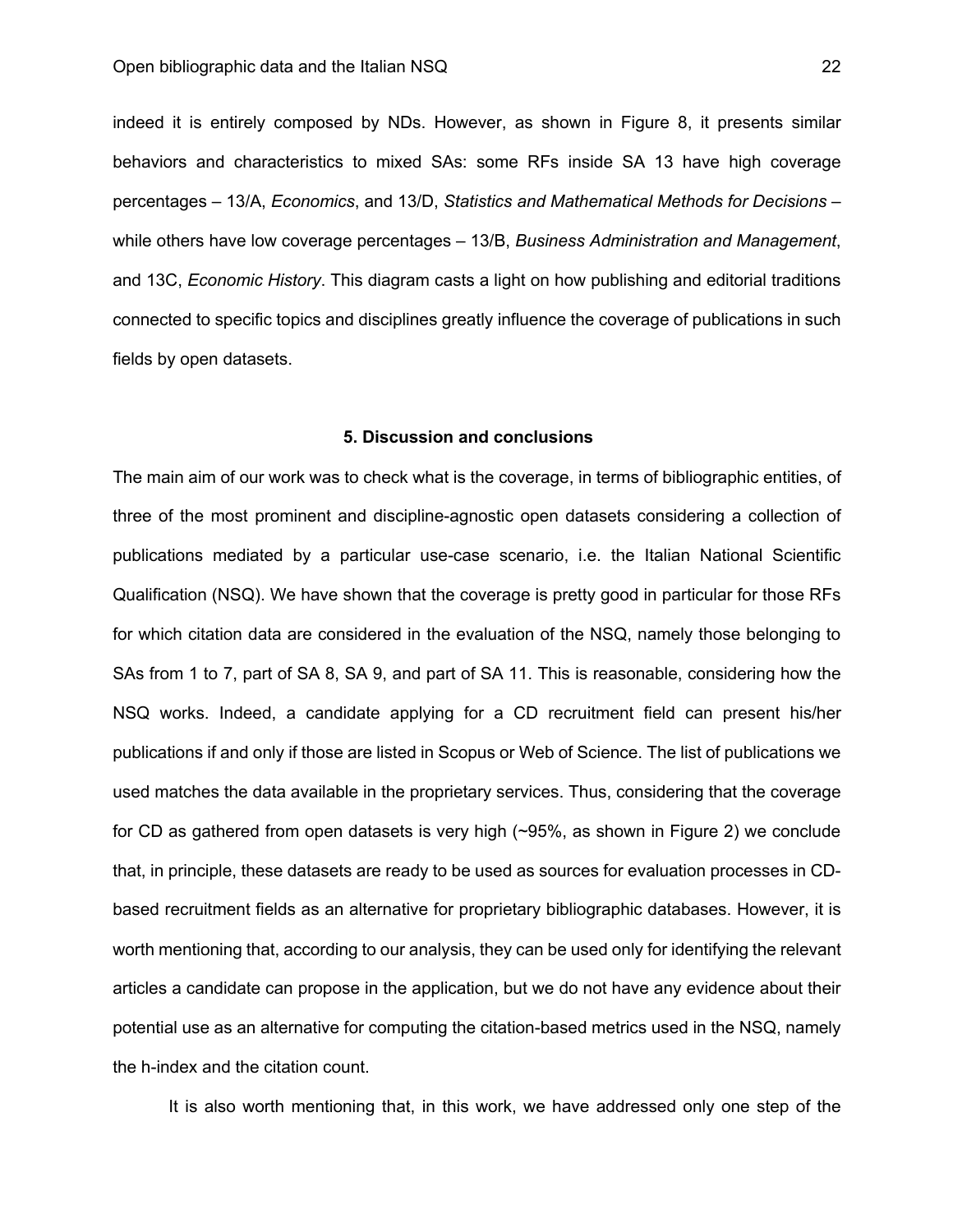indeed it is entirely composed by NDs. However, as shown in Figure 8, it presents similar behaviors and characteristics to mixed SAs: some RFs inside SA 13 have high coverage percentages – 13/A, *Economics*, and 13/D, *Statistics and Mathematical Methods for Decisions* – while others have low coverage percentages – 13/B, *Business Administration and Management*, and 13C, *Economic History*. This diagram casts a light on how publishing and editorial traditions connected to specific topics and disciplines greatly influence the coverage of publications in such fields by open datasets.

## 5. Discussion and conclusions

The main aim of our work was to check what is the coverage, in terms of bibliographic entities, of three of the most prominent and discipline-agnostic open datasets considering a collection of publications mediated by a particular use-case scenario, i.e. the Italian National Scientific Qualification (NSQ). We have shown that the coverage is pretty good in particular for those RFs for which citation data are considered in the evaluation of the NSQ, namely those belonging to SAs from 1 to 7, part of SA 8, SA 9, and part of SA 11. This is reasonable, considering how the NSQ works. Indeed, a candidate applying for a CD recruitment field can present his/her publications if and only if those are listed in Scopus or Web of Science. The list of publications we used matches the data available in the proprietary services. Thus, considering that the coverage for CD as gathered from open datasets is very high (~95%, as shown in Figure 2) we conclude that, in principle, these datasets are ready to be used as sources for evaluation processes in CD-based recruitment fields as an alternative for proprietary bibliographic databases. However, it is worth mentioning that, according to our analysis, they can be used only for identifying the relevant articles a candidate can propose in the application, but we do not have any evidence about their potential use as an alternative for computing the citation-based metrics used in the NSQ, namely the h-index and the citation count.

It is also worth mentioning that, in this work, we have addressed only one step of the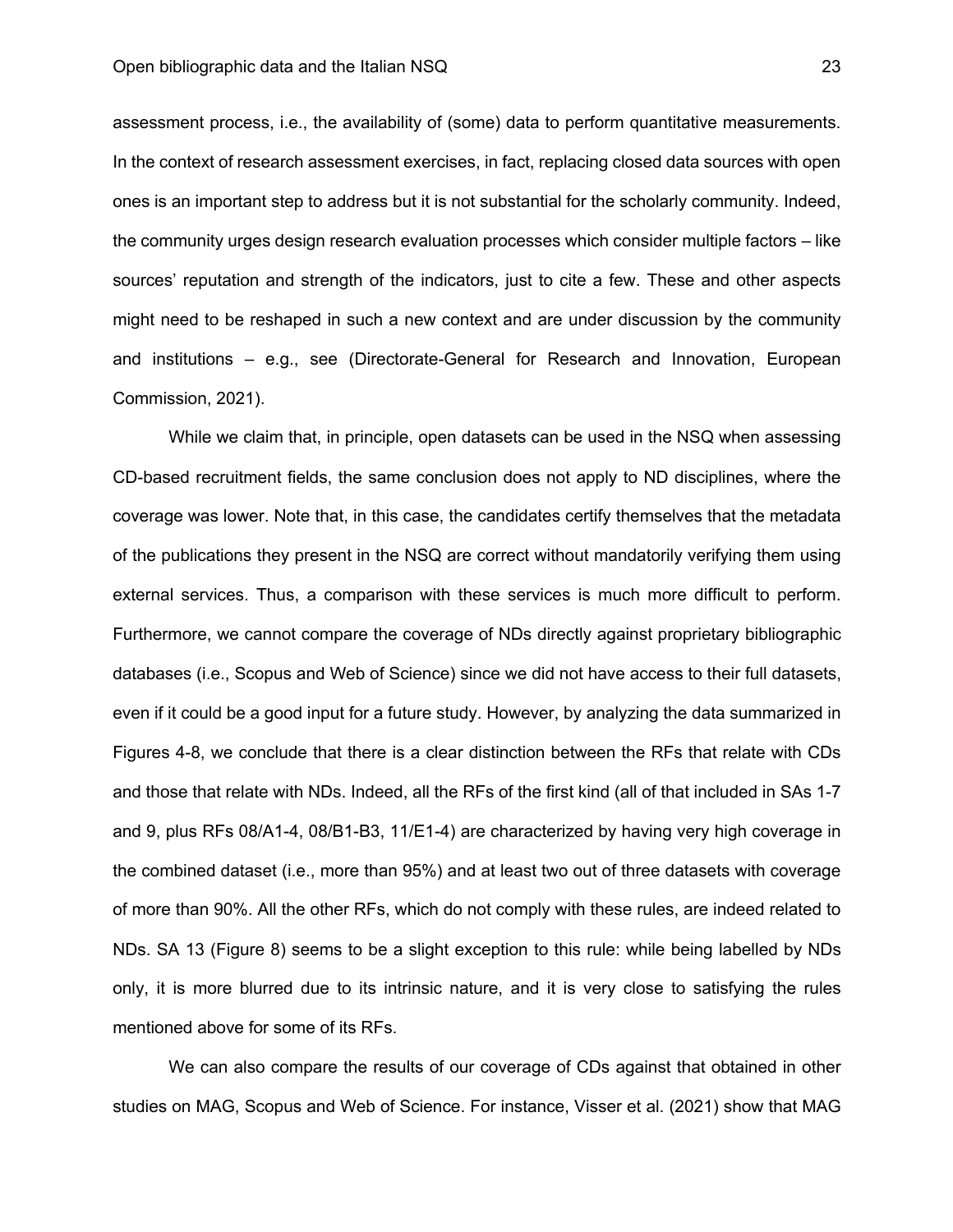assessment process, i.e., the availability of (some) data to perform quantitative measurements. In the context of research assessment exercises, in fact, replacing closed data sources with open ones is an important step to address but it is not substantial for the scholarly community. Indeed, the community urges design research evaluation processes which consider multiple factors – like sources' reputation and strength of the indicators, just to cite a few. These and other aspects might need to be reshaped in such a new context and are under discussion by the community and institutions – e.g., see (Directorate-General for Research and Innovation, European Commission, 2021).

While we claim that, in principle, open datasets can be used in the NSQ when assessing CD-based recruitment fields, the same conclusion does not apply to ND disciplines, where the coverage was lower. Note that, in this case, the candidates certify themselves that the metadata of the publications they present in the NSQ are correct without mandatorily verifying them using external services. Thus, a comparison with these services is much more difficult to perform. Furthermore, we cannot compare the coverage of NDs directly against proprietary bibliographic databases (i.e., Scopus and Web of Science) since we did not have access to their full datasets, even if it could be a good input for a future study. However, by analyzing the data summarized in Figures 4-8, we conclude that there is a clear distinction between the RFs that relate with CDs and those that relate with NDs. Indeed, all the RFs of the first kind (all of that included in SAs 1-7 and 9, plus RFs 08/A1-4, 08/B1-B3, 11/E1-4) are characterized by having very high coverage in the combined dataset (i.e., more than 95%) and at least two out of three datasets with coverage of more than 90%. All the other RFs, which do not comply with these rules, are indeed related to NDs. SA 13 (Figure 8) seems to be a slight exception to this rule: while being labelled by NDs only, it is more blurred due to its intrinsic nature, and it is very close to satisfying the rules mentioned above for some of its RFs.

We can also compare the results of our coverage of CDs against that obtained in other studies on MAG, Scopus and Web of Science. For instance, Visser et al. (2021) show that MAG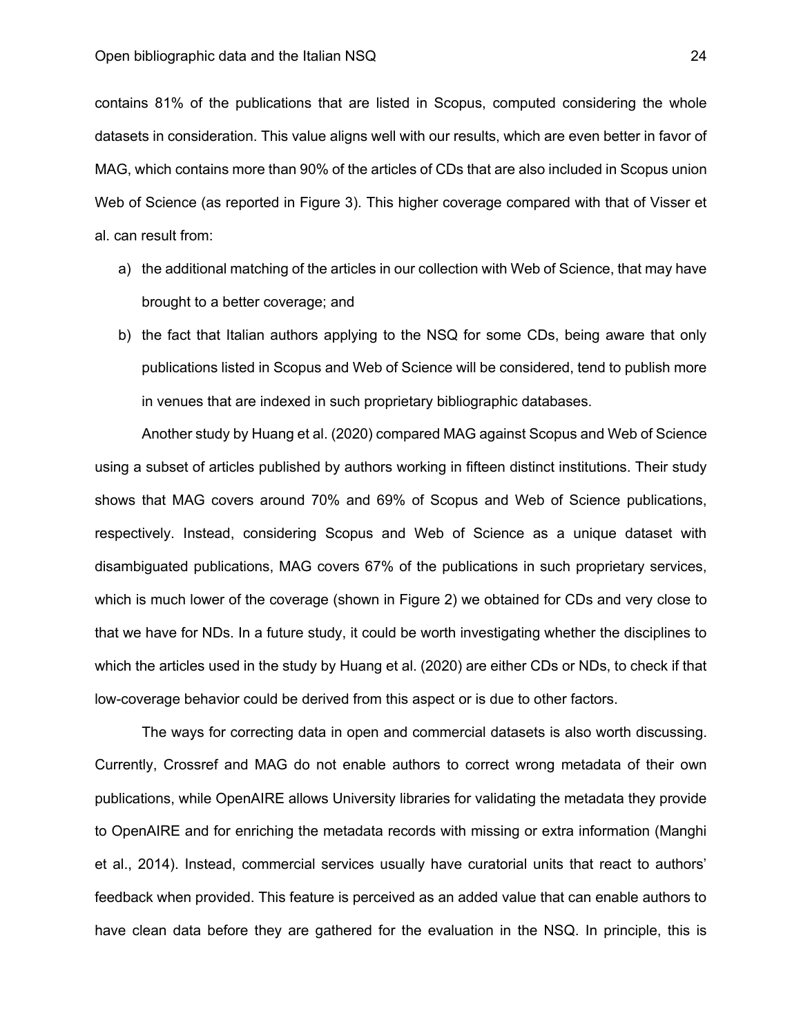contains 81% of the publications that are listed in Scopus, computed considering the whole datasets in consideration. This value aligns well with our results, which are even better in favor of MAG, which contains more than 90% of the articles of CDs that are also included in Scopus union Web of Science (as reported in Figure 3). This higher coverage compared with that of Visser et al. can result from:

a) the additional matching of the articles in our collection with Web of Science, that may have brought to a better coverage; and
b) the fact that Italian authors applying to the NSQ for some CDs, being aware that only publications listed in Scopus and Web of Science will be considered, tend to publish more in venues that are indexed in such proprietary bibliographic databases.

Another study by Huang et al. (2020) compared MAG against Scopus and Web of Science using a subset of articles published by authors working in fifteen distinct institutions. Their study shows that MAG covers around 70% and 69% of Scopus and Web of Science publications, respectively. Instead, considering Scopus and Web of Science as a unique dataset with disambiguated publications, MAG covers 67% of the publications in such proprietary services, which is much lower of the coverage (shown in Figure 2) we obtained for CDs and very close to that we have for NDs. In a future study, it could be worth investigating whether the disciplines to which the articles used in the study by Huang et al. (2020) are either CDs or NDs, to check if that low-coverage behavior could be derived from this aspect or is due to other factors.

The ways for correcting data in open and commercial datasets is also worth discussing. Currently, Crossref and MAG do not enable authors to correct wrong metadata of their own publications, while OpenAIRE allows University libraries for validating the metadata they provide to OpenAIRE and for enriching the metadata records with missing or extra information (Manghi et al., 2014). Instead, commercial services usually have curatorial units that react to authors' feedback when provided. This feature is perceived as an added value that can enable authors to have clean data before they are gathered for the evaluation in the NSQ. In principle, this is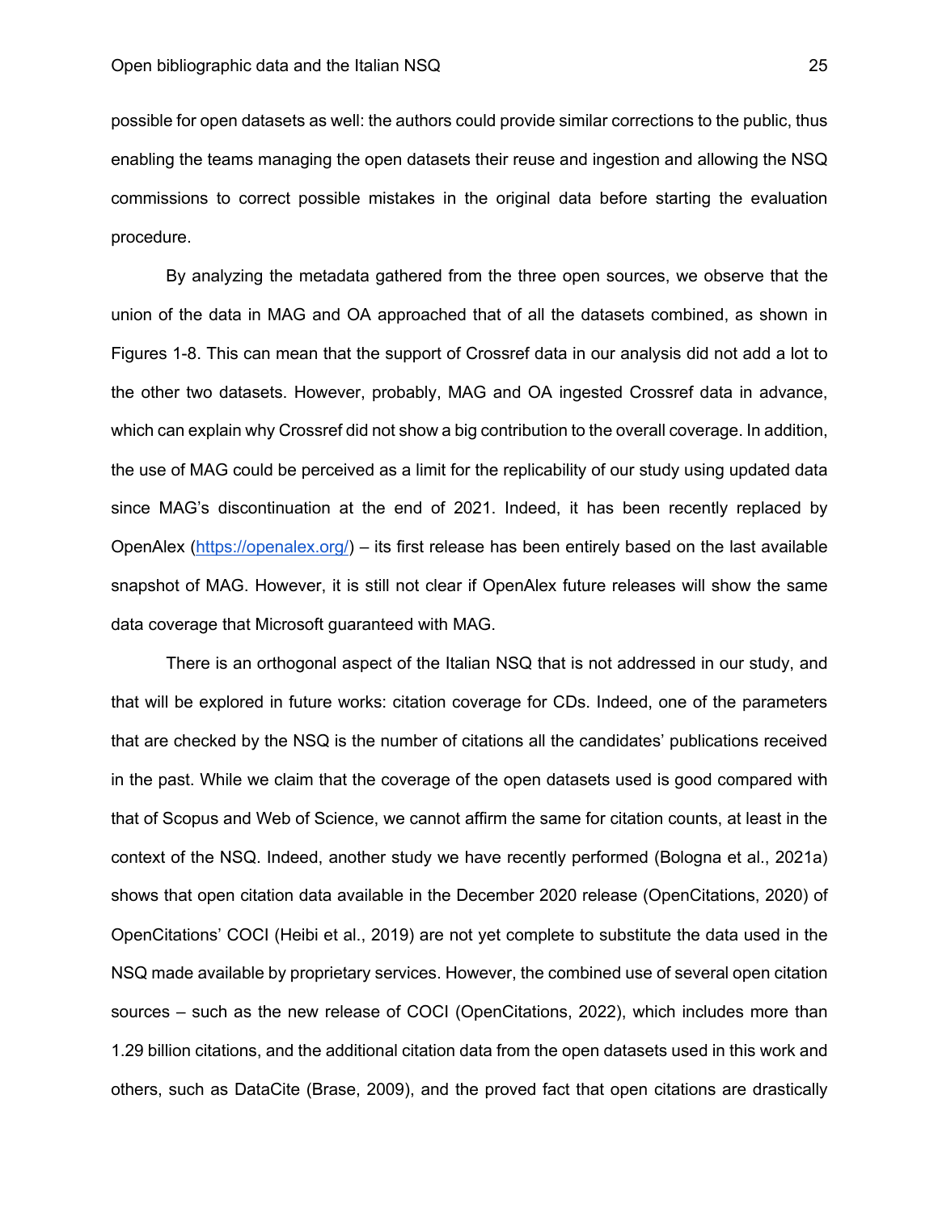possible for open datasets as well: the authors could provide similar corrections to the public, thus enabling the teams managing the open datasets their reuse and ingestion and allowing the NSQ commissions to correct possible mistakes in the original data before starting the evaluation procedure.

By analyzing the metadata gathered from the three open sources, we observe that the union of the data in MAG and OA approached that of all the datasets combined, as shown in Figures 1-8. This can mean that the support of Crossref data in our analysis did not add a lot to the other two datasets. However, probably, MAG and OA ingested Crossref data in advance, which can explain why Crossref did not show a big contribution to the overall coverage. In addition, the use of MAG could be perceived as a limit for the replicability of our study using updated data since MAG's discontinuation at the end of 2021. Indeed, it has been recently replaced by OpenAlex ([https://openalex.org/](https://openalex.org/)) – its first release has been entirely based on the last available snapshot of MAG. However, it is still not clear if OpenAlex future releases will show the same data coverage that Microsoft guaranteed with MAG.

There is an orthogonal aspect of the Italian NSQ that is not addressed in our study, and that will be explored in future works: citation coverage for CDs. Indeed, one of the parameters that are checked by the NSQ is the number of citations all the candidates' publications received in the past. While we claim that the coverage of the open datasets used is good compared with that of Scopus and Web of Science, we cannot affirm the same for citation counts, at least in the context of the NSQ. Indeed, another study we have recently performed (Bologna et al., 2021a) shows that open citation data available in the December 2020 release (OpenCitations, 2020) of OpenCitations' COCI (Heibi et al., 2019) are not yet complete to substitute the data used in the NSQ made available by proprietary services. However, the combined use of several open citation sources – such as the new release of COCI (OpenCitations, 2022), which includes more than 1.29 billion citations, and the additional citation data from the open datasets used in this work and others, such as DataCite (Brase, 2009), and the proved fact that open citations are drastically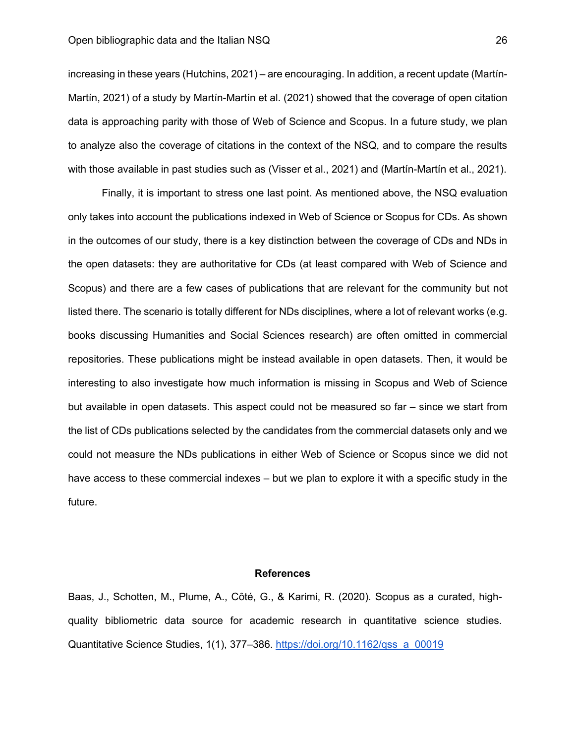increasing in these years (Hutchins, 2021) – are encouraging. In addition, a recent update (Martín-Martín, 2021) of a study by Martín-Martín et al. (2021) showed that the coverage of open citation data is approaching parity with those of Web of Science and Scopus. In a future study, we plan to analyze also the coverage of citations in the context of the NSQ, and to compare the results with those available in past studies such as (Visser et al., 2021) and (Martín-Martín et al., 2021).

Finally, it is important to stress one last point. As mentioned above, the NSQ evaluation only takes into account the publications indexed in Web of Science or Scopus for CDs. As shown in the outcomes of our study, there is a key distinction between the coverage of CDs and NDs in the open datasets: they are authoritative for CDs (at least compared with Web of Science and Scopus) and there are a few cases of publications that are relevant for the community but not listed there. The scenario is totally different for NDs disciplines, where a lot of relevant works (e.g. books discussing Humanities and Social Sciences research) are often omitted in commercial repositories. These publications might be instead available in open datasets. Then, it would be interesting to also investigate how much information is missing in Scopus and Web of Science but available in open datasets. This aspect could not be measured so far – since we start from the list of CDs publications selected by the candidates from the commercial datasets only and we could not measure the NDs publications in either Web of Science or Scopus since we did not have access to these commercial indexes – but we plan to explore it with a specific study in the future.

## References

Baas, J., Schotten, M., Plume, A., Côté, G., & Karimi, R. (2020). Scopus as a curated, high-quality bibliometric data source for academic research in quantitative science studies. Quantitative Science Studies, 1(1), 377–386. https://doi.org/10.1162/qss_a_00019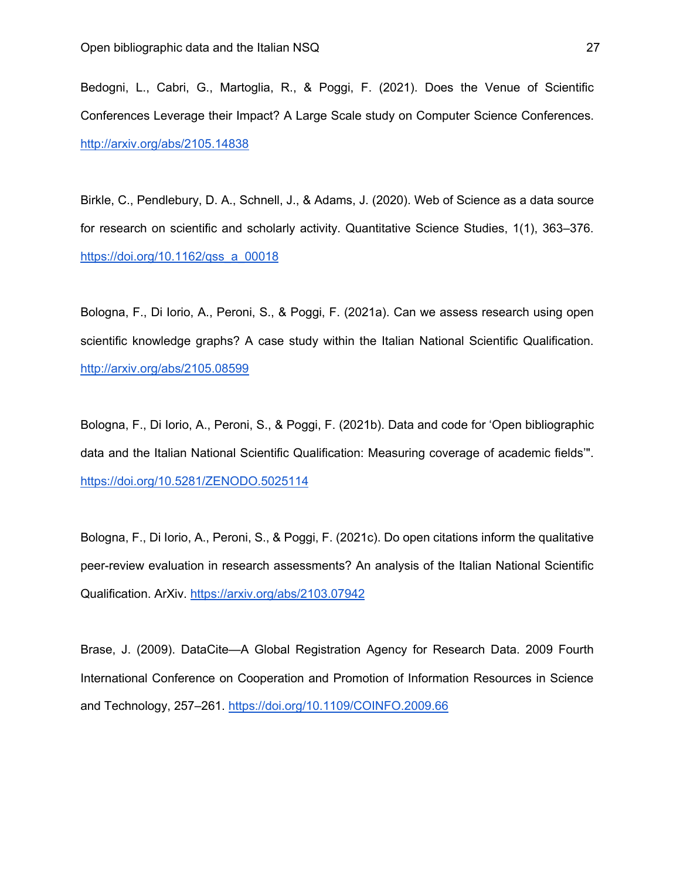Bedogni, L., Cabri, G., Martoglia, R., & Poggi, F. (2021). Does the Venue of Scientific Conferences Leverage their Impact? A Large Scale study on Computer Science Conferences. http://arxiv.org/abs/2105.14838

Birkle, C., Pendlebury, D. A., Schnell, J., & Adams, J. (2020). Web of Science as a data source for research on scientific and scholarly activity. Quantitative Science Studies, 1(1), 363–376. https://doi.org/10.1162/qss_a_00018

Bologna, F., Di Iorio, A., Peroni, S., & Poggi, F. (2021a). Can we assess research using open scientific knowledge graphs? A case study within the Italian National Scientific Qualification. http://arxiv.org/abs/2105.08599

Bologna, F., Di Iorio, A., Peroni, S., & Poggi, F. (2021b). Data and code for 'Open bibliographic data and the Italian National Scientific Qualification: Measuring coverage of academic fields'". https://doi.org/10.5281/ZENODO.5025114

Bologna, F., Di Iorio, A., Peroni, S., & Poggi, F. (2021c). Do open citations inform the qualitative peer-review evaluation in research assessments? An analysis of the Italian National Scientific Qualification. ArXiv. https://arxiv.org/abs/2103.07942

Brase, J. (2009). DataCite—A Global Registration Agency for Research Data. 2009 Fourth International Conference on Cooperation and Promotion of Information Resources in Science and Technology, 257–261. https://doi.org/10.1109/COINFO.2009.66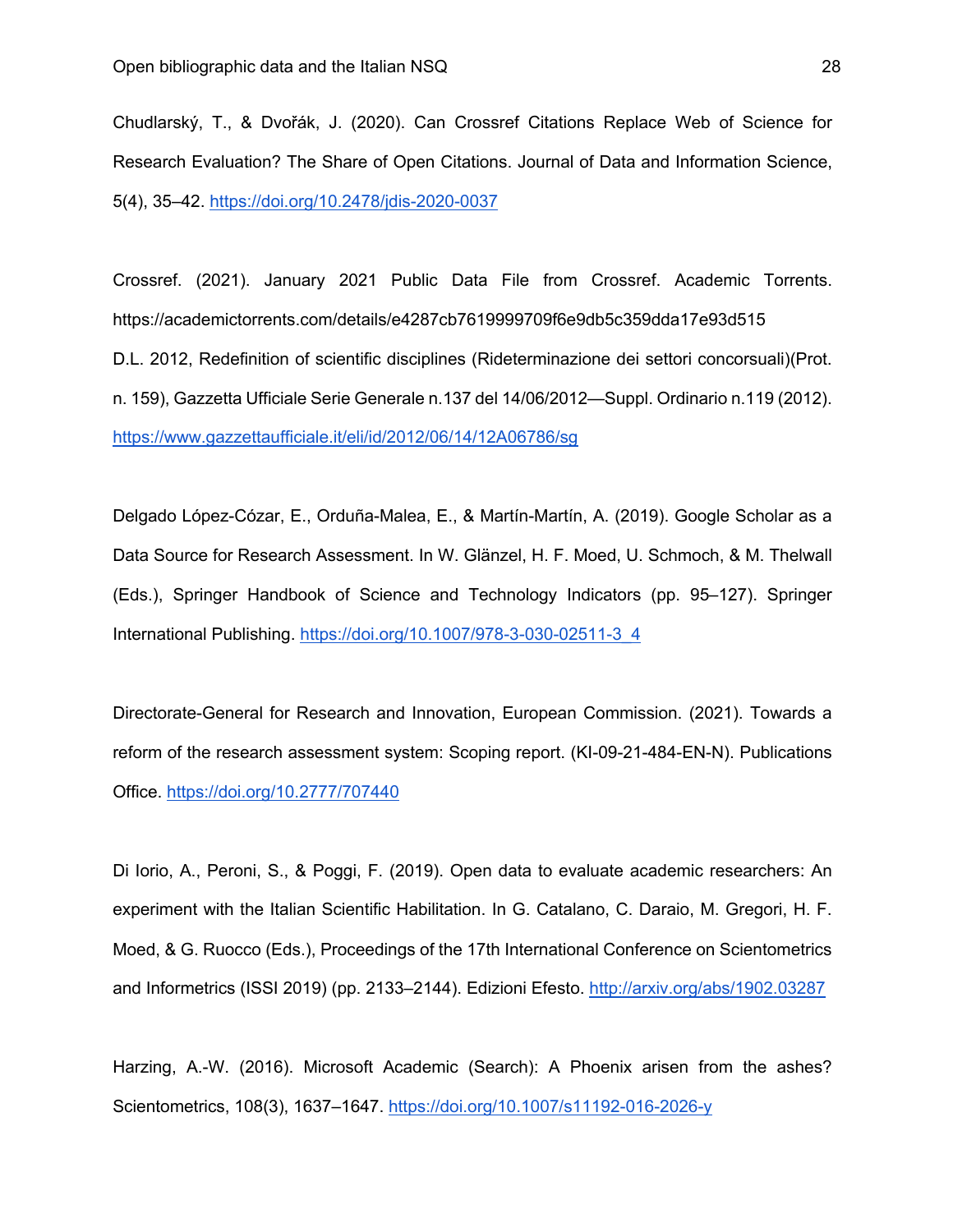Chudlarský, T., & Dvořák, J. (2020). Can Crossref Citations Replace Web of Science for Research Evaluation? The Share of Open Citations. Journal of Data and Information Science, 5(4), 35–42. https://doi.org/10.2478/jdis-2020-0037

Crossref. (2021). January 2021 Public Data File from Crossref. Academic Torrents. https://academictorrents.com/details/e4287cb7619999709f6e9db5c359dda17e93d515

D.L. 2012, Redefinition of scientific disciplines (Rideterminazione dei settori concorsuali)(Prot. n. 159), Gazzetta Ufficiale Serie Generale n.137 del 14/06/2012—Suppl. Ordinario n.119 (2012). https://www.gazzettaufficiale.it/eli/id/2012/06/14/12A06786/sg

Delgado López-Cózar, E., Orduña-Malea, E., & Martín-Martín, A. (2019). Google Scholar as a Data Source for Research Assessment. In W. Glänzel, H. F. Moed, U. Schmoch, & M. Thelwall (Eds.), Springer Handbook of Science and Technology Indicators (pp. 95–127). Springer International Publishing. https://doi.org/10.1007/978-3-030-02511-3_4

Directorate-General for Research and Innovation, European Commission. (2021). Towards a reform of the research assessment system: Scoping report. (KI-09-21-484-EN-N). Publications Office. https://doi.org/10.2777/707440

Di Iorio, A., Peroni, S., & Poggi, F. (2019). Open data to evaluate academic researchers: An experiment with the Italian Scientific Habilitation. In G. Catalano, C. Daraio, M. Gregori, H. F. Moed, & G. Ruocco (Eds.), Proceedings of the 17th International Conference on Scientometrics and Informetrics (ISSI 2019) (pp. 2133–2144). Edizioni Efesto. http://arxiv.org/abs/1902.03287

Harzing, A.-W. (2016). Microsoft Academic (Search): A Phoenix arisen from the ashes? Scientometrics, 108(3), 1637–1647. https://doi.org/10.1007/s11192-016-2026-y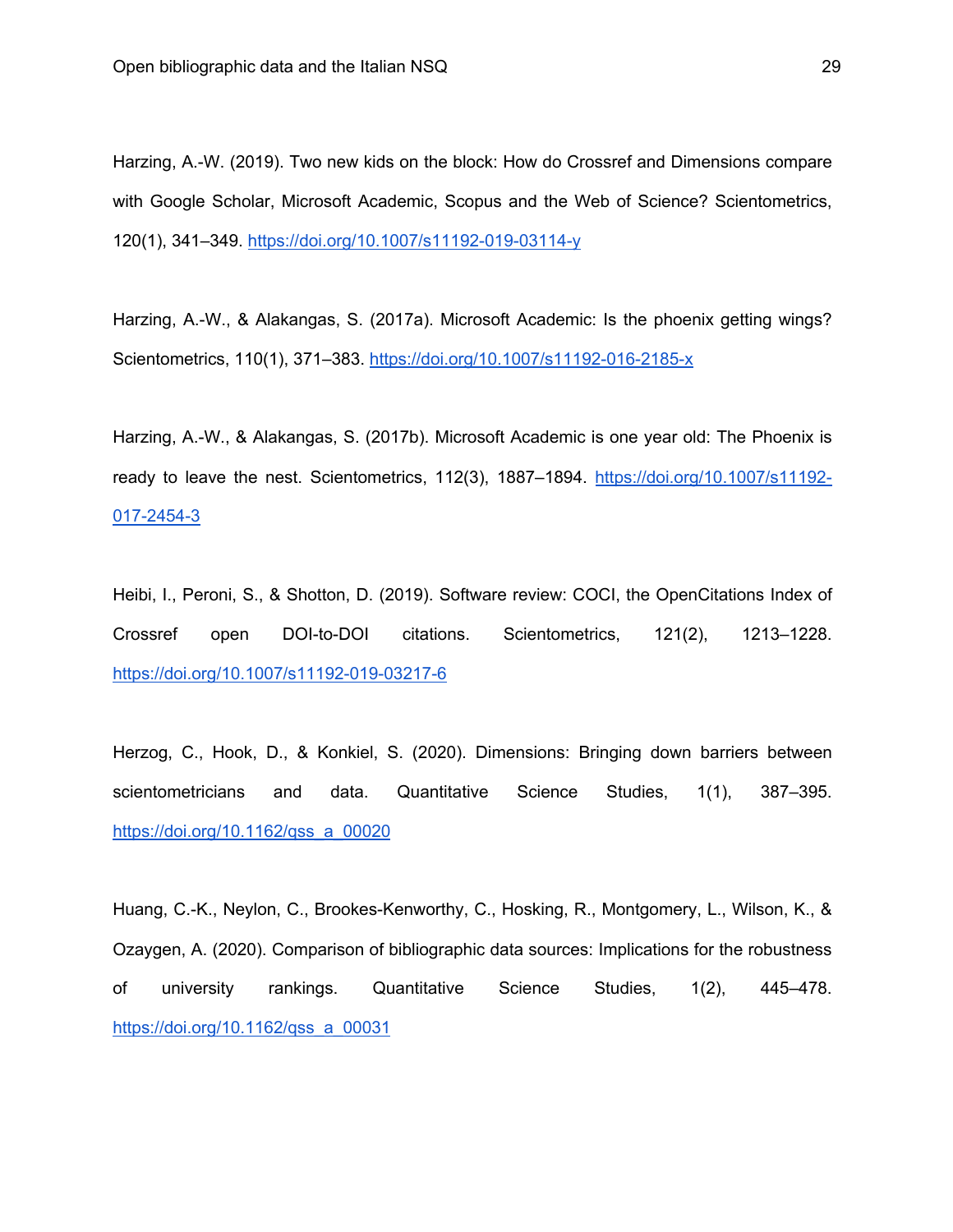Harzing, A.-W. (2019). Two new kids on the block: How do Crossref and Dimensions compare with Google Scholar, Microsoft Academic, Scopus and the Web of Science? Scientometrics, 120(1), 341–349. https://doi.org/10.1007/s11192-019-03114-y

Harzing, A.-W., & Alakangas, S. (2017a). Microsoft Academic: Is the phoenix getting wings? Scientometrics, 110(1), 371–383. https://doi.org/10.1007/s11192-016-2185-x

Harzing, A.-W., & Alakangas, S. (2017b). Microsoft Academic is one year old: The Phoenix is ready to leave the nest. Scientometrics, 112(3), 1887–1894. https://doi.org/10.1007/s11192-017-2454-3

Heibi, I., Peroni, S., & Shotton, D. (2019). Software review: COCI, the OpenCitations Index of Crossref open DOI-to-DOI citations. Scientometrics, 121(2), 1213–1228. https://doi.org/10.1007/s11192-019-03217-6

Herzog, C., Hook, D., & Konkiel, S. (2020). Dimensions: Bringing down barriers between scientometricians and data. Quantitative Science Studies, 1(1), 387–395. https://doi.org/10.1162/qss_a_00020

Huang, C.-K., Neylon, C., Brookes-Kenworthy, C., Hosking, R., Montgomery, L., Wilson, K., & Ozaygen, A. (2020). Comparison of bibliographic data sources: Implications for the robustness of university rankings. Quantitative Science Studies, 1(2), 445–478. https://doi.org/10.1162/qss_a_00031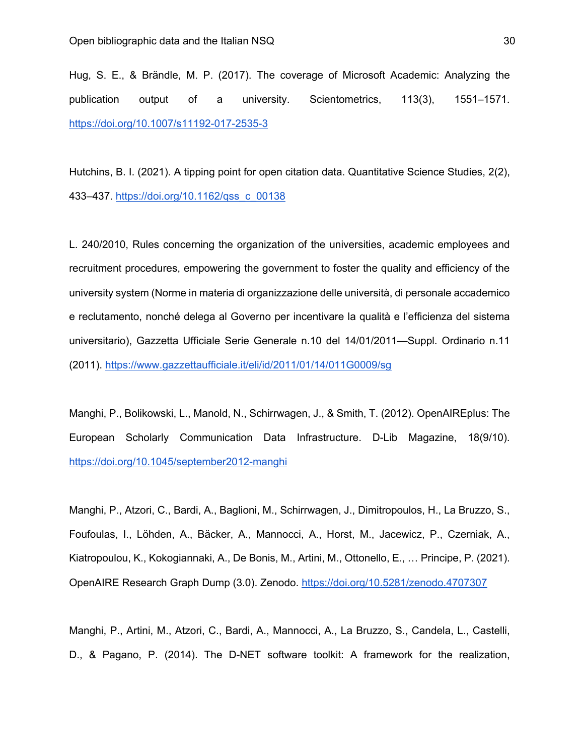Hug, S. E., & Brändle, M. P. (2017). The coverage of Microsoft Academic: Analyzing the publication output of a university. Scientometrics, 113(3), 1551–1571. https://doi.org/10.1007/s11192-017-2535-3

Hutchins, B. I. (2021). A tipping point for open citation data. Quantitative Science Studies, 2(2), 433–437. https://doi.org/10.1162/qss_c_00138

L. 240/2010, Rules concerning the organization of the universities, academic employees and recruitment procedures, empowering the government to foster the quality and efficiency of the university system (Norme in materia di organizzazione delle università, di personale accademico e reclutamento, nonché delega al Governo per incentivare la qualità e l'efficienza del sistema universitario), Gazzetta Ufficiale Serie Generale n.10 del 14/01/2011—Suppl. Ordinario n.11 (2011). https://www.gazzettaufficiale.it/eli/id/2011/01/14/011G0009/sg

Manghi, P., Bolikowski, L., Manold, N., Schirrwagen, J., & Smith, T. (2012). OpenAIREplus: The European Scholarly Communication Data Infrastructure. D-Lib Magazine, 18(9/10). https://doi.org/10.1045/september2012-manghi

Manghi, P., Atzori, C., Bardi, A., Baglioni, M., Schirrwagen, J., Dimitropoulos, H., La Bruzzo, S., Foufoulas, I., Löhden, A., Bäcker, A., Mannocci, A., Horst, M., Jacewicz, P., Czerniak, A., Kiatropoulou, K., Kokogiannaki, A., De Bonis, M., Artini, M., Ottonello, E., … Principe, P. (2021). OpenAIRE Research Graph Dump (3.0). Zenodo. https://doi.org/10.5281/zenodo.4707307

Manghi, P., Artini, M., Atzori, C., Bardi, A., Mannocci, A., La Bruzzo, S., Candela, L., Castelli, D., & Pagano, P. (2014). The D-NET software toolkit: A framework for the realization,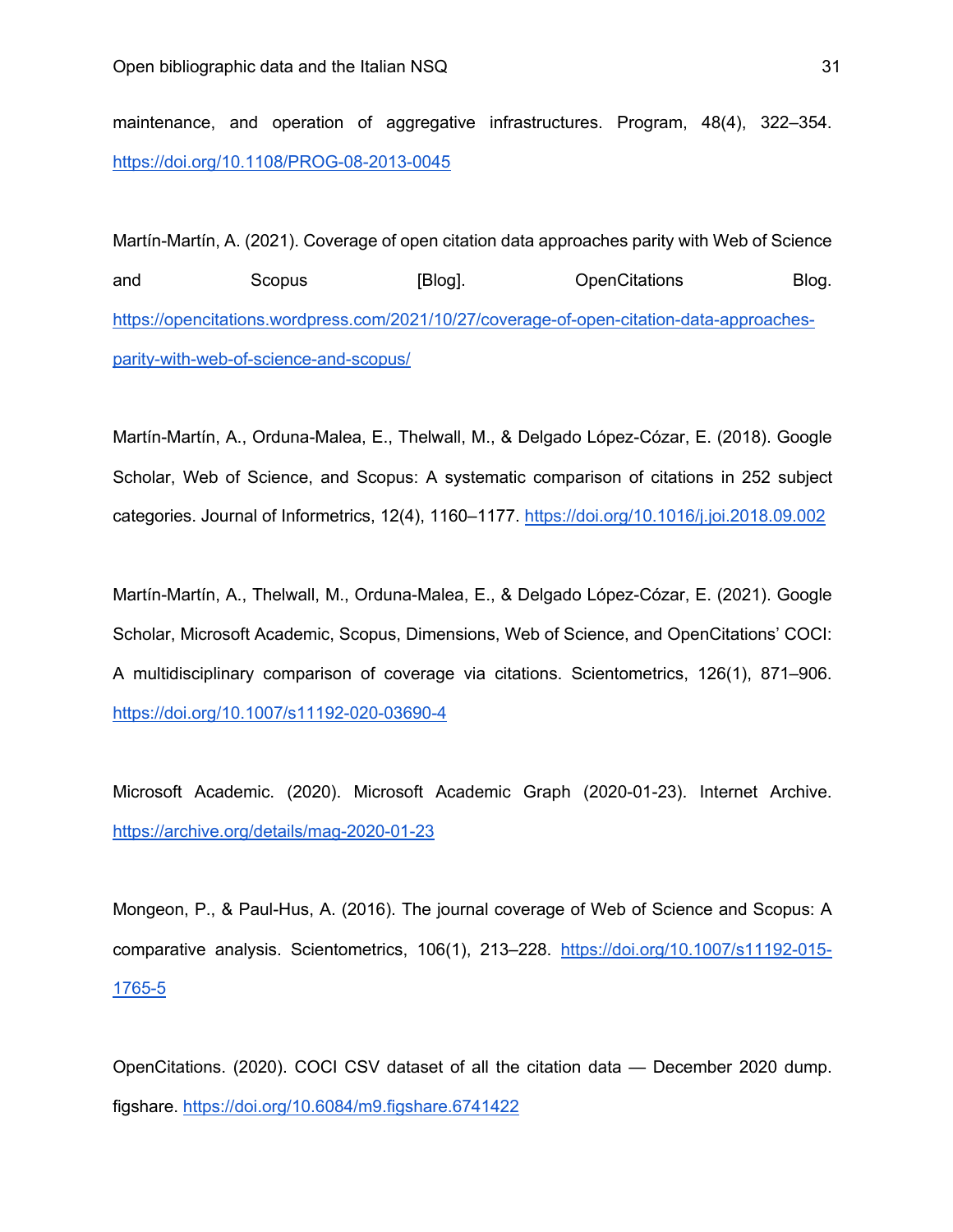maintenance, and operation of aggregative infrastructures. Program, 48(4), 322–354. https://doi.org/10.1108/PROG-08-2013-0045

Martín-Martín, A. (2021). Coverage of open citation data approaches parity with Web of Science and Scopus [Blog]. OpenCitations Blog. https://opencitations.wordpress.com/2021/10/27/coverage-of-open-citation-data-approaches-parity-with-web-of-science-and-scopus/

Martín-Martín, A., Orduna-Malea, E., Thelwall, M., & Delgado López-Cózar, E. (2018). Google Scholar, Web of Science, and Scopus: A systematic comparison of citations in 252 subject categories. Journal of Informetrics, 12(4), 1160–1177. https://doi.org/10.1016/j.joi.2018.09.002

Martín-Martín, A., Thelwall, M., Orduna-Malea, E., & Delgado López-Cózar, E. (2021). Google Scholar, Microsoft Academic, Scopus, Dimensions, Web of Science, and OpenCitations' COCI: A multidisciplinary comparison of coverage via citations. Scientometrics, 126(1), 871–906. https://doi.org/10.1007/s11192-020-03690-4

Microsoft Academic. (2020). Microsoft Academic Graph (2020-01-23). Internet Archive. https://archive.org/details/mag-2020-01-23

Mongeon, P., & Paul-Hus, A. (2016). The journal coverage of Web of Science and Scopus: A comparative analysis. Scientometrics, 106(1), 213–228. https://doi.org/10.1007/s11192-015-1765-5

OpenCitations. (2020). COCI CSV dataset of all the citation data — December 2020 dump. figshare. https://doi.org/10.6084/m9.figshare.6741422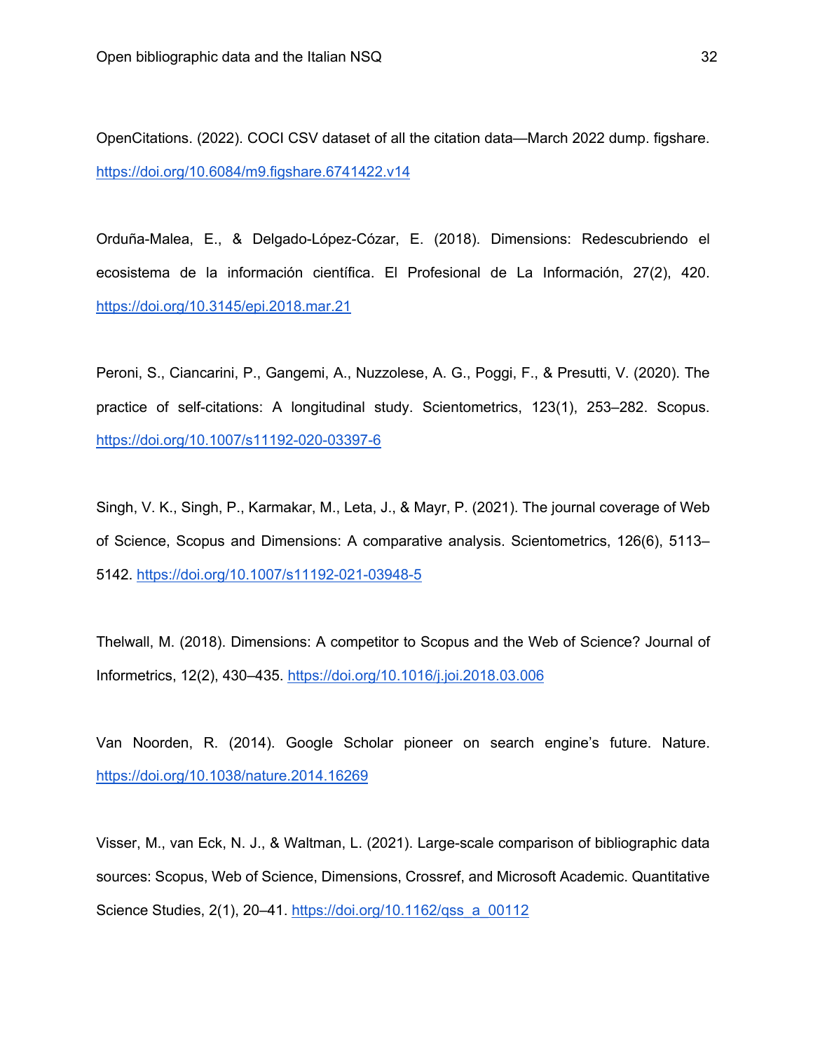OpenCitations. (2022). COCI CSV dataset of all the citation data—March 2022 dump. figshare. https://doi.org/10.6084/m9.figshare.6741422.v14

Orduña-Malea, E., & Delgado-López-Cózar, E. (2018). Dimensions: Redescubriendo el ecosistema de la información científica. El Profesional de La Información, 27(2), 420. https://doi.org/10.3145/epi.2018.mar.21

Peroni, S., Ciancarini, P., Gangemi, A., Nuzzolese, A. G., Poggi, F., & Presutti, V. (2020). The practice of self-citations: A longitudinal study. Scientometrics, 123(1), 253–282. Scopus. https://doi.org/10.1007/s11192-020-03397-6

Singh, V. K., Singh, P., Karmakar, M., Leta, J., & Mayr, P. (2021). The journal coverage of Web of Science, Scopus and Dimensions: A comparative analysis. Scientometrics, 126(6), 5113–5142. https://doi.org/10.1007/s11192-021-03948-5

Thelwall, M. (2018). Dimensions: A competitor to Scopus and the Web of Science? Journal of Informetrics, 12(2), 430–435. https://doi.org/10.1016/j.joi.2018.03.006

Van Noorden, R. (2014). Google Scholar pioneer on search engine's future. Nature. https://doi.org/10.1038/nature.2014.16269

Visser, M., van Eck, N. J., & Waltman, L. (2021). Large-scale comparison of bibliographic data sources: Scopus, Web of Science, Dimensions, Crossref, and Microsoft Academic. Quantitative Science Studies, 2(1), 20–41. https://doi.org/10.1162/qss_a_00112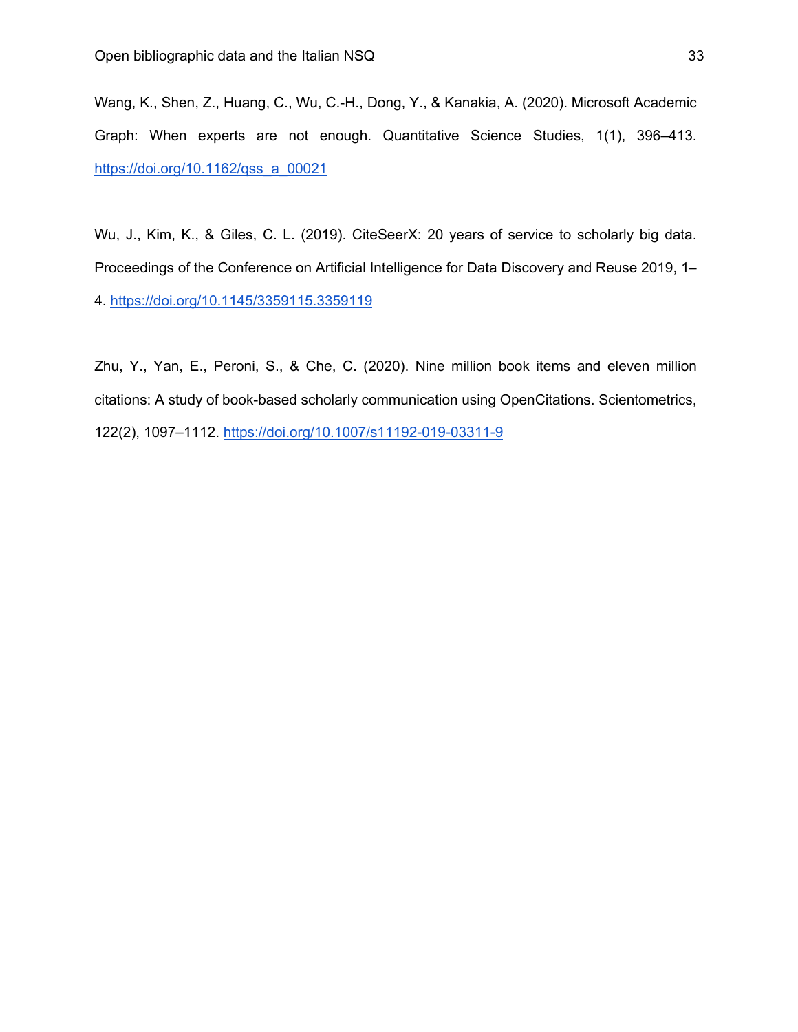Wang, K., Shen, Z., Huang, C., Wu, C.-H., Dong, Y., & Kanakia, A. (2020). Microsoft Academic Graph: When experts are not enough. Quantitative Science Studies, 1(1), 396–413. https://doi.org/10.1162/qss_a_00021

Wu, J., Kim, K., & Giles, C. L. (2019). CiteSeerX: 20 years of service to scholarly big data. Proceedings of the Conference on Artificial Intelligence for Data Discovery and Reuse 2019, 1–4. https://doi.org/10.1145/3359115.3359119

Zhu, Y., Yan, E., Peroni, S., & Che, C. (2020). Nine million book items and eleven million citations: A study of book-based scholarly communication using OpenCitations. Scientometrics, 122(2), 1097–1112. https://doi.org/10.1007/s11192-019-03311-9